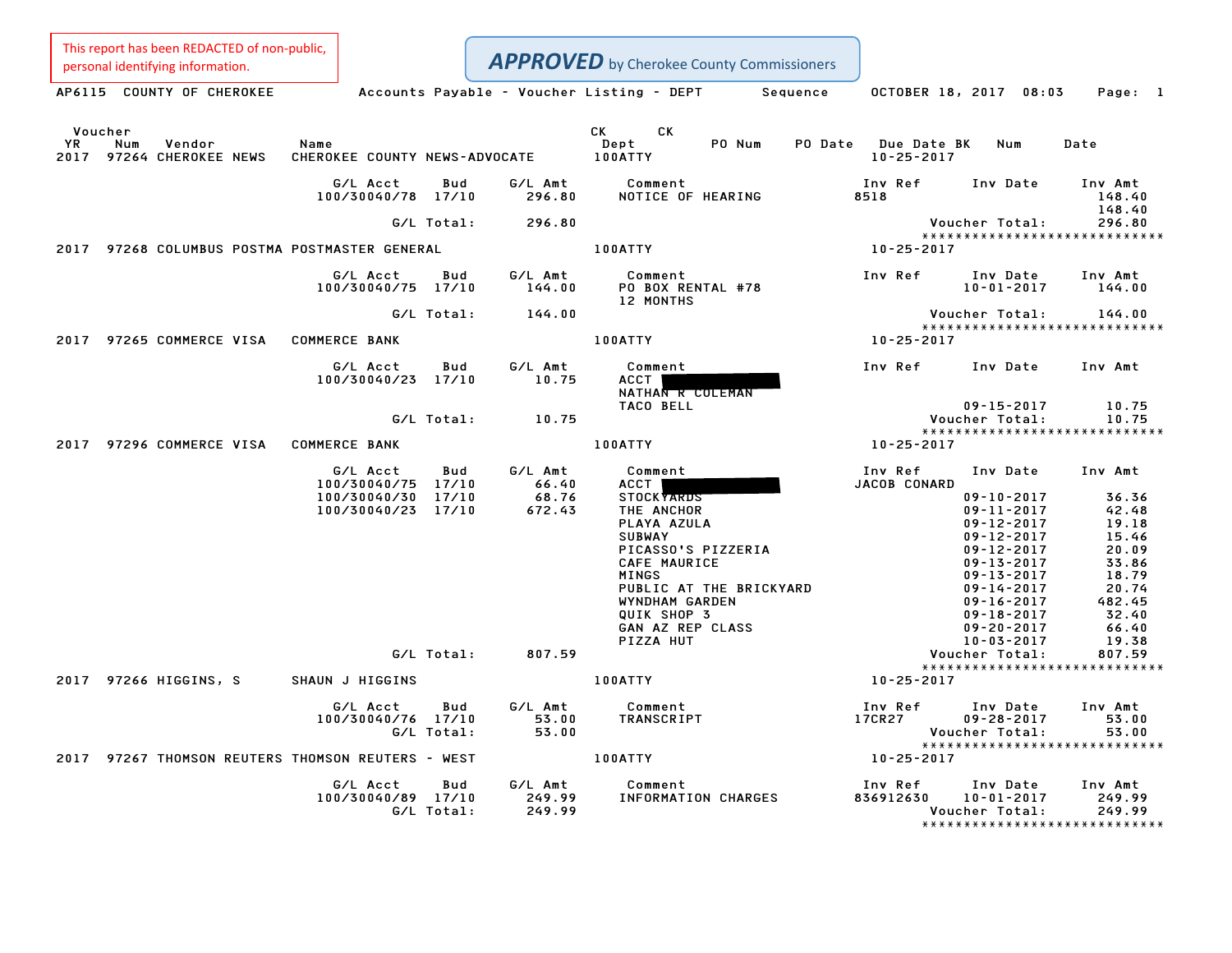This report has been REDACTED of non-public, personal identifying information.

**APPROVED** by Cherokee County Commissioners

AP6115 COUNTY OF CHEROKEE — Accounts Payable - Voucher Listing - DEPT Sequence — OCTOBER 18, 2017 08:03

| Voucher YR | Num | Vendor | Name | CK Dept | PO Num | PO Date | Due Date | CK BK | Num | Date |
|---|---|---|---|---|---|---|---|---|---|---|
| 2017 | 97264 | CHEROKEE NEWS | CHEROKEE COUNTY NEWS-ADVOCATE | 100ATTY | | | 10-25-2017 | | | |

| G/L Acct | Bud | G/L Amt | Comment | Inv Ref | Inv Date | Inv Amt |
|---|---|---|---|---|---|---|
| 100/30040/78 | 17/10 | 296.80 | NOTICE OF HEARING | 8518 | | 148.40 |
| | | | | | | 148.40 |
| G/L Total: | | 296.80 | | | Voucher Total: | 296.80 |

******************************

| Voucher YR | Num | Vendor | Name | CK Dept | Due Date |
|---|---|---|---|---|---|
| 2017 | 97268 | COLUMBUS POSTMA | POSTMASTER GENERAL | 100ATTY | 10-25-2017 |

| G/L Acct | Bud | G/L Amt | Comment | Inv Ref | Inv Date | Inv Amt |
|---|---|---|---|---|---|---|
| 100/30040/75 | 17/10 | 144.00 | PO BOX RENTAL #78 | | 10-01-2017 | 144.00 |
| | | | 12 MONTHS | | | |
| G/L Total: | | 144.00 | | | Voucher Total: | 144.00 |

******************************

| Voucher YR | Num | Vendor | Name | CK Dept | Due Date |
|---|---|---|---|---|---|
| 2017 | 97265 | COMMERCE VISA | COMMERCE BANK | 100ATTY | 10-25-2017 |

| G/L Acct | Bud | G/L Amt | Comment | Inv Ref | Inv Date | Inv Amt |
|---|---|---|---|---|---|---|
| 100/30040/23 | 17/10 | 10.75 | ACCT [REDACTED] | | | |
| | | | NATHAN R COLEMAN | | | |
| | | | TACO BELL | | 09-15-2017 | 10.75 |
| G/L Total: | | 10.75 | | | Voucher Total: | 10.75 |

******************************

| Voucher YR | Num | Vendor | Name | CK Dept | Due Date |
|---|---|---|---|---|---|
| 2017 | 97296 | COMMERCE VISA | COMMERCE BANK | 100ATTY | 10-25-2017 |

| G/L Acct | Bud | G/L Amt | Comment | Inv Ref | Inv Date | Inv Amt |
|---|---|---|---|---|---|---|
| 100/30040/75 | 17/10 | 66.40 | ACCT [REDACTED] | JACOB CONARD | | |
| 100/30040/30 | 17/10 | 68.76 | STOCKYARDS | | 09-10-2017 | 36.36 |
| 100/30040/23 | 17/10 | 672.43 | THE ANCHOR | | 09-11-2017 | 42.48 |
| | | | PLAYA AZULA | | 09-12-2017 | 19.18 |
| | | | SUBWAY | | 09-12-2017 | 15.46 |
| | | | PICASSO'S PIZZERIA | | 09-12-2017 | 20.09 |
| | | | CAFE MAURICE | | 09-13-2017 | 33.86 |
| | | | MINGS | | 09-13-2017 | 18.79 |
| | | | PUBLIC AT THE BRICKYARD | | 09-14-2017 | 20.74 |
| | | | WYNDHAM GARDEN | | 09-16-2017 | 482.45 |
| | | | QUIK SHOP 3 | | 09-18-2017 | 32.40 |
| | | | GAN AZ REP CLASS | | 09-20-2017 | 66.40 |
| | | | PIZZA HUT | | 10-03-2017 | 19.38 |
| G/L Total: | | 807.59 | | | Voucher Total: | 807.59 |

******************************

| Voucher YR | Num | Vendor | Name | CK Dept | Due Date |
|---|---|---|---|---|---|
| 2017 | 97266 | HIGGINS, S | SHAUN J HIGGINS | 100ATTY | 10-25-2017 |

| G/L Acct | Bud | G/L Amt | Comment | Inv Ref | Inv Date | Inv Amt |
|---|---|---|---|---|---|---|
| 100/30040/76 | 17/10 | 53.00 | TRANSCRIPT | 17CR27 | 09-28-2017 | 53.00 |
| G/L Total: | | 53.00 | | | Voucher Total: | 53.00 |

******************************

| Voucher YR | Num | Vendor | Name | CK Dept | Due Date |
|---|---|---|---|---|---|
| 2017 | 97267 | THOMSON REUTERS | THOMSON REUTERS - WEST | 100ATTY | 10-25-2017 |

| G/L Acct | Bud | G/L Amt | Comment | Inv Ref | Inv Date | Inv Amt |
|---|---|---|---|---|---|---|
| 100/30040/89 | 17/10 | 249.99 | INFORMATION CHARGES | 836912630 | 10-01-2017 | 249.99 |
| G/L Total: | | 249.99 | | | Voucher Total: | 249.99 |

******************************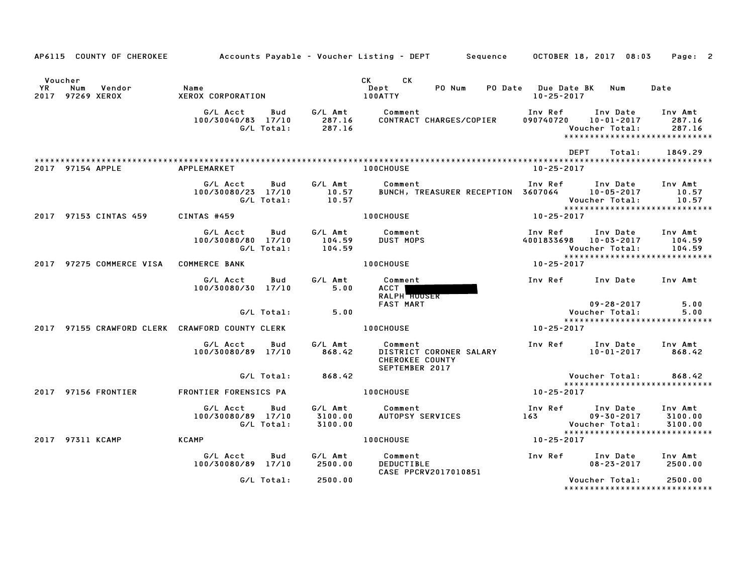AP6115 COUNTY OF CHEROKEE — Accounts Payable - Voucher Listing - DEPT — Sequence — OCTOBER 18, 2017 08:03

| Voucher YR | Num | Vendor | Name | CK Dept | CK PO Num | PO Date | Due Date | BK Num | Date |
|---|---|---|---|---|---|---|---|---|---|
| 2017 | 97269 | XEROX | XEROX CORPORATION | 100ATTY | | | 10-25-2017 | | |

| G/L Acct | Bud | G/L Amt | Comment | Inv Ref | Inv Date | Inv Amt |
|---|---|---|---|---|---|---|
| 100/30040/83 | 17/10 | 287.16 | CONTRACT CHARGES/COPIER | 090740720 | 10-01-2017 | 287.16 |
| | G/L Total: | 287.16 | | | Voucher Total: | 287.16 |

DEPT Total: 1849.29

| Voucher YR | Num | Vendor | Name | CK Dept | Due Date |
|---|---|---|---|---|---|
| 2017 | 97154 | APPLE | APPLEMARKET | 100CHOUSE | 10-25-2017 |

| G/L Acct | Bud | G/L Amt | Comment | Inv Ref | Inv Date | Inv Amt |
|---|---|---|---|---|---|---|
| 100/30080/23 | 17/10 | 10.57 | BUNCH, TREASURER RECEPTION | 3607064 | 10-05-2017 | 10.57 |
| | G/L Total: | 10.57 | | | Voucher Total: | 10.57 |

| Voucher YR | Num | Vendor | Name | CK Dept | Due Date |
|---|---|---|---|---|---|
| 2017 | 97153 | CINTAS 459 | CINTAS #459 | 100CHOUSE | 10-25-2017 |

| G/L Acct | Bud | G/L Amt | Comment | Inv Ref | Inv Date | Inv Amt |
|---|---|---|---|---|---|---|
| 100/30080/80 | 17/10 | 104.59 | DUST MOPS | 4001833698 | 10-03-2017 | 104.59 |
| | G/L Total: | 104.59 | | | Voucher Total: | 104.59 |

| Voucher YR | Num | Vendor | Name | CK Dept | Due Date |
|---|---|---|---|---|---|
| 2017 | 97275 | COMMERCE VISA | COMMERCE BANK | 100CHOUSE | 10-25-2017 |

| G/L Acct | Bud | G/L Amt | Comment | Inv Ref | Inv Date | Inv Amt |
|---|---|---|---|---|---|---|
| 100/30080/30 | 17/10 | 5.00 | ACCT [REDACTED] RALPH HOUSER FAST MART | | 09-28-2017 | 5.00 |
| | G/L Total: | 5.00 | | | Voucher Total: | 5.00 |

| Voucher YR | Num | Vendor | Name | CK Dept | Due Date |
|---|---|---|---|---|---|
| 2017 | 97155 | CRAWFORD CLERK | CRAWFORD COUNTY CLERK | 100CHOUSE | 10-25-2017 |

| G/L Acct | Bud | G/L Amt | Comment | Inv Ref | Inv Date | Inv Amt |
|---|---|---|---|---|---|---|
| 100/30080/89 | 17/10 | 868.42 | DISTRICT CORONER SALARY CHEROKEE COUNTY SEPTEMBER 2017 | | 10-01-2017 | 868.42 |
| | G/L Total: | 868.42 | | | Voucher Total: | 868.42 |

| Voucher YR | Num | Vendor | Name | CK Dept | Due Date |
|---|---|---|---|---|---|
| 2017 | 97156 | FRONTIER | FRONTIER FORENSICS PA | 100CHOUSE | 10-25-2017 |

| G/L Acct | Bud | G/L Amt | Comment | Inv Ref | Inv Date | Inv Amt |
|---|---|---|---|---|---|---|
| 100/30080/89 | 17/10 | 3100.00 | AUTOPSY SERVICES | 163 | 09-30-2017 | 3100.00 |
| | G/L Total: | 3100.00 | | | Voucher Total: | 3100.00 |

| Voucher YR | Num | Vendor | Name | CK Dept | Due Date |
|---|---|---|---|---|---|
| 2017 | 97311 | KCAMP | KCAMP | 100CHOUSE | 10-25-2017 |

| G/L Acct | Bud | G/L Amt | Comment | Inv Ref | Inv Date | Inv Amt |
|---|---|---|---|---|---|---|
| 100/30080/89 | 17/10 | 2500.00 | DEDUCTIBLE CASE PPCRV2017010851 | | 08-23-2017 | 2500.00 |
| | G/L Total: | 2500.00 | | | Voucher Total: | 2500.00 |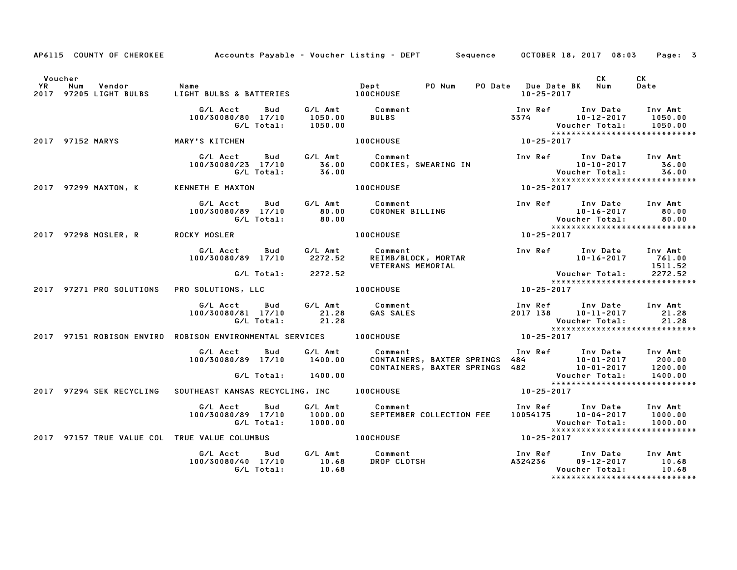AP6115 COUNTY OF CHEROKEE — Accounts Payable - Voucher Listing - DEPT — Sequence — OCTOBER 18, 2017 08:03

| Voucher YR | Num | Vendor | Name | Dept | PO Num | PO Date | Due Date | BK | CK Num | CK Date |
|---|---|---|---|---|---|---|---|---|---|---|
| 2017 | 97205 | LIGHT BULBS | LIGHT BULBS & BATTERIES | 100CHOUSE | | | 10-25-2017 | | | |

| G/L Acct | Bud | G/L Amt | Comment | Inv Ref | Inv Date | Inv Amt |
|---|---|---|---|---|---|---|
| 100/30080/80 | 17/10 | 1050.00 | BULBS | 3374 | 10-12-2017 | 1050.00 |
| | G/L Total: | 1050.00 | | | Voucher Total: | 1050.00 |

****************************

| Voucher YR | Num | Vendor | Name | Dept | Due Date |
|---|---|---|---|---|---|
| 2017 | 97152 | MARYS | MARY'S KITCHEN | 100CHOUSE | 10-25-2017 |

| G/L Acct | Bud | G/L Amt | Comment | Inv Ref | Inv Date | Inv Amt |
|---|---|---|---|---|---|---|
| 100/30080/23 | 17/10 | 36.00 | COOKIES, SWEARING IN | | 10-10-2017 | 36.00 |
| | G/L Total: | 36.00 | | | Voucher Total: | 36.00 |

****************************

| Voucher YR | Num | Vendor | Name | Dept | Due Date |
|---|---|---|---|---|---|
| 2017 | 97299 | MAXTON, K | KENNETH E MAXTON | 100CHOUSE | 10-25-2017 |

| G/L Acct | Bud | G/L Amt | Comment | Inv Ref | Inv Date | Inv Amt |
|---|---|---|---|---|---|---|
| 100/30080/89 | 17/10 | 80.00 | CORONER BILLING | | 10-16-2017 | 80.00 |
| | G/L Total: | 80.00 | | | Voucher Total: | 80.00 |

****************************

| Voucher YR | Num | Vendor | Name | Dept | Due Date |
|---|---|---|---|---|---|
| 2017 | 97298 | MOSLER, R | ROCKY MOSLER | 100CHOUSE | 10-25-2017 |

| G/L Acct | Bud | G/L Amt | Comment | Inv Ref | Inv Date | Inv Amt |
|---|---|---|---|---|---|---|
| 100/30080/89 | 17/10 | 2272.52 | REIMB/BLOCK, MORTAR | | 10-16-2017 | 761.00 |
| | | | VETERANS MEMORIAL | | | 1511.52 |
| | G/L Total: | 2272.52 | | | Voucher Total: | 2272.52 |

****************************

| Voucher YR | Num | Vendor | Name | Dept | Due Date |
|---|---|---|---|---|---|
| 2017 | 97271 | PRO SOLUTIONS | PRO SOLUTIONS, LLC | 100CHOUSE | 10-25-2017 |

| G/L Acct | Bud | G/L Amt | Comment | Inv Ref | Inv Date | Inv Amt |
|---|---|---|---|---|---|---|
| 100/30080/81 | 17/10 | 21.28 | GAS SALES | 2017 138 | 10-11-2017 | 21.28 |
| | G/L Total: | 21.28 | | | Voucher Total: | 21.28 |

****************************

| Voucher YR | Num | Vendor | Name | Dept | Due Date |
|---|---|---|---|---|---|
| 2017 | 97151 | ROBISON ENVIRO | ROBISON ENVIRONMENTAL SERVICES | 100CHOUSE | 10-25-2017 |

| G/L Acct | Bud | G/L Amt | Comment | Inv Ref | Inv Date | Inv Amt |
|---|---|---|---|---|---|---|
| 100/30080/89 | 17/10 | 1400.00 | CONTAINERS, BAXTER SPRINGS | 484 | 10-01-2017 | 200.00 |
| | | | CONTAINERS, BAXTER SPRINGS | 482 | 10-01-2017 | 1200.00 |
| | G/L Total: | 1400.00 | | | Voucher Total: | 1400.00 |

****************************

| Voucher YR | Num | Vendor | Name | Dept | Due Date |
|---|---|---|---|---|---|
| 2017 | 97294 | SEK RECYCLING | SOUTHEAST KANSAS RECYCLING, INC | 100CHOUSE | 10-25-2017 |

| G/L Acct | Bud | G/L Amt | Comment | Inv Ref | Inv Date | Inv Amt |
|---|---|---|---|---|---|---|
| 100/30080/89 | 17/10 | 1000.00 | SEPTEMBER COLLECTION FEE | 10054175 | 10-04-2017 | 1000.00 |
| | G/L Total: | 1000.00 | | | Voucher Total: | 1000.00 |

****************************

| Voucher YR | Num | Vendor | Name | Dept | Due Date |
|---|---|---|---|---|---|
| 2017 | 97157 | TRUE VALUE COL | TRUE VALUE COLUMBUS | 100CHOUSE | 10-25-2017 |

| G/L Acct | Bud | G/L Amt | Comment | Inv Ref | Inv Date | Inv Amt |
|---|---|---|---|---|---|---|
| 100/30080/40 | 17/10 | 10.68 | DROP CLOTSH | A324236 | 09-12-2017 | 10.68 |
| | G/L Total: | 10.68 | | | Voucher Total: | 10.68 |

****************************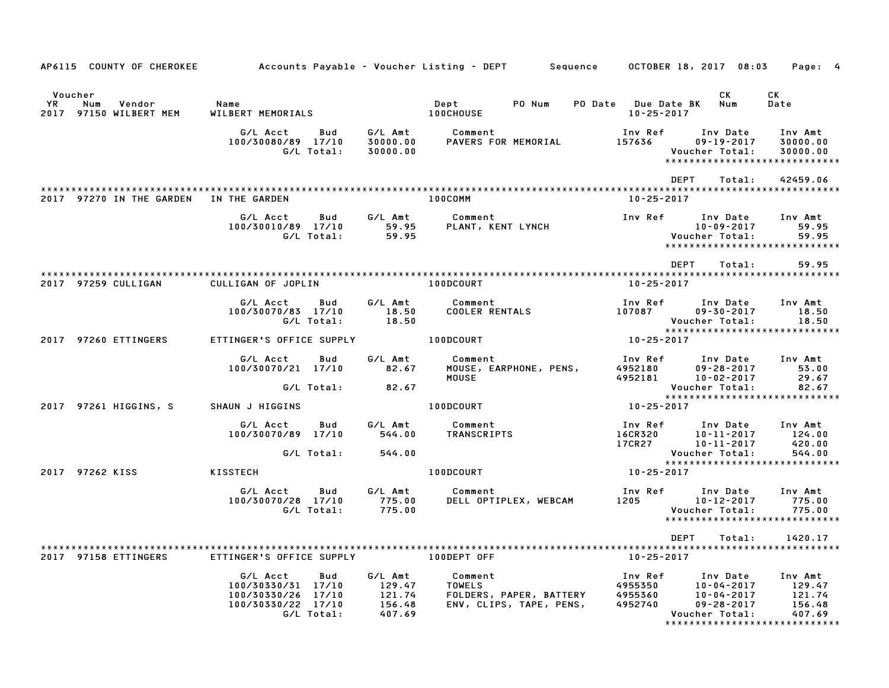AP6115 COUNTY OF CHEROKEE Accounts Payable - Voucher Listing - DEPT Sequence OCTOBER 18, 2017 08:03

| Voucher YR | Num | Vendor | Name | Dept | PO Num | PO Date | Due Date BK | CK Num | CK Date |
|---|---|---|---|---|---|---|---|---|---|
| 2017 | 97150 | WILBERT MEM | WILBERT MEMORIALS | 100CHOUSE | | | 10-25-2017 | | |

| G/L Acct | Bud | G/L Amt | Comment | Inv Ref | Inv Date | Inv Amt |
|---|---|---|---|---|---|---|
| 100/30080/89 | 17/10 | 30000.00 | PAVERS FOR MEMORIAL | 157636 | 09-19-2017 | 30000.00 |
| | G/L Total: | 30000.00 | | | Voucher Total: | 30000.00 |

DEPT Total: 42459.06

| YR | Num | Vendor | Name | Dept | Due Date |
|---|---|---|---|---|---|
| 2017 | 97270 | IN THE GARDEN | IN THE GARDEN | 100COMM | 10-25-2017 |

| G/L Acct | Bud | G/L Amt | Comment | Inv Ref | Inv Date | Inv Amt |
|---|---|---|---|---|---|---|
| 100/30010/89 | 17/10 | 59.95 | PLANT, KENT LYNCH | | 10-09-2017 | 59.95 |
| | G/L Total: | 59.95 | | | Voucher Total: | 59.95 |

DEPT Total: 59.95

| YR | Num | Vendor | Name | Dept | Due Date |
|---|---|---|---|---|---|
| 2017 | 97259 | CULLIGAN | CULLIGAN OF JOPLIN | 100DCOURT | 10-25-2017 |

| G/L Acct | Bud | G/L Amt | Comment | Inv Ref | Inv Date | Inv Amt |
|---|---|---|---|---|---|---|
| 100/30070/83 | 17/10 | 18.50 | COOLER RENTALS | 107087 | 09-30-2017 | 18.50 |
| | G/L Total: | 18.50 | | | Voucher Total: | 18.50 |

| YR | Num | Vendor | Name | Dept | Due Date |
|---|---|---|---|---|---|
| 2017 | 97260 | ETTINGERS | ETTINGER'S OFFICE SUPPLY | 100DCOURT | 10-25-2017 |

| G/L Acct | Bud | G/L Amt | Comment | Inv Ref | Inv Date | Inv Amt |
|---|---|---|---|---|---|---|
| 100/30070/21 | 17/10 | 82.67 | MOUSE, EARPHONE, PENS, | 4952180 | 09-28-2017 | 53.00 |
| | | | MOUSE | 4952181 | 10-02-2017 | 29.67 |
| | G/L Total: | 82.67 | | | Voucher Total: | 82.67 |

| YR | Num | Vendor | Name | Dept | Due Date |
|---|---|---|---|---|---|
| 2017 | 97261 | HIGGINS, S | SHAUN J HIGGINS | 100DCOURT | 10-25-2017 |

| G/L Acct | Bud | G/L Amt | Comment | Inv Ref | Inv Date | Inv Amt |
|---|---|---|---|---|---|---|
| 100/30070/89 | 17/10 | 544.00 | TRANSCRIPTS | 16CR320 | 10-11-2017 | 124.00 |
| | | | | 17CR27 | 10-11-2017 | 420.00 |
| | G/L Total: | 544.00 | | | Voucher Total: | 544.00 |

| YR | Num | Vendor | Name | Dept | Due Date |
|---|---|---|---|---|---|
| 2017 | 97262 | KISS | KISSTECH | 100DCOURT | 10-25-2017 |

| G/L Acct | Bud | G/L Amt | Comment | Inv Ref | Inv Date | Inv Amt |
|---|---|---|---|---|---|---|
| 100/30070/28 | 17/10 | 775.00 | DELL OPTIPLEX, WEBCAM | 1205 | 10-12-2017 | 775.00 |
| | G/L Total: | 775.00 | | | Voucher Total: | 775.00 |

DEPT Total: 1420.17

| YR | Num | Vendor | Name | Dept | Due Date |
|---|---|---|---|---|---|
| 2017 | 97158 | ETTINGERS | ETTINGER'S OFFICE SUPPLY | 100DEPT OFF | 10-25-2017 |

| G/L Acct | Bud | G/L Amt | Comment | Inv Ref | Inv Date | Inv Amt |
|---|---|---|---|---|---|---|
| 100/30330/31 | 17/10 | 129.47 | TOWELS | 4955350 | 10-04-2017 | 129.47 |
| 100/30330/26 | 17/10 | 121.74 | FOLDERS, PAPER, BATTERY | 4955360 | 10-04-2017 | 121.74 |
| 100/30330/22 | 17/10 | 156.48 | ENV, CLIPS, TAPE, PENS, | 4952740 | 09-28-2017 | 156.48 |
| | G/L Total: | 407.69 | | | Voucher Total: | 407.69 |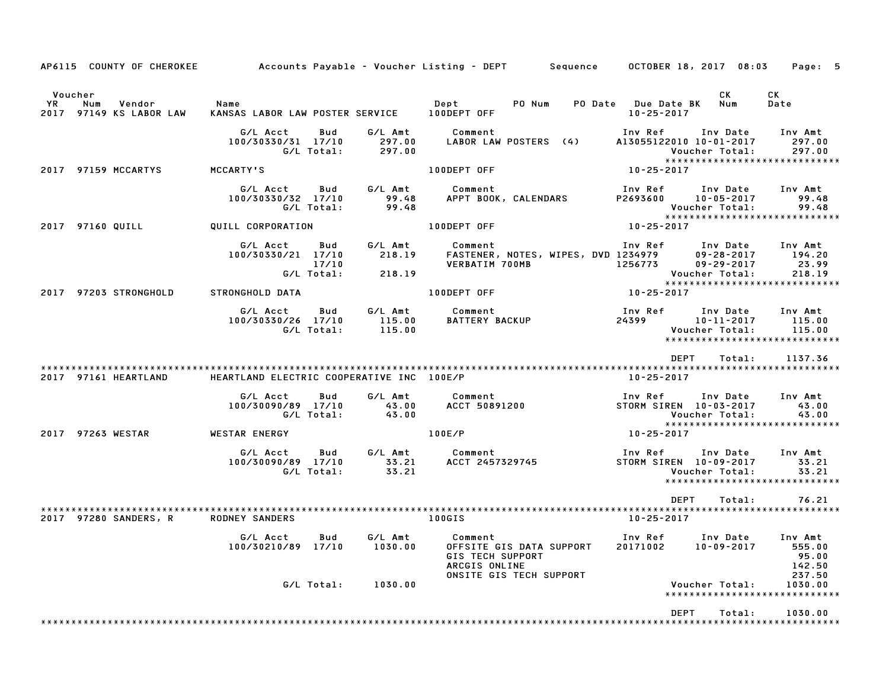AP6115 COUNTY OF CHEROKEE — Accounts Payable - Voucher Listing - DEPT — Sequence — OCTOBER 18, 2017 08:03

| Voucher YR | Num | Vendor | Name | Dept | PO Num | PO Date | Due Date | BK | CK Num | CK Date |
|---|---|---|---|---|---|---|---|---|---|---|
| 2017 | 97149 | KS LABOR LAW | KANSAS LABOR LAW POSTER SERVICE | 100DEPT OFF | | | 10-25-2017 | | | |

| G/L Acct | Bud | G/L Amt | Comment | Inv Ref | Inv Date | Inv Amt |
|---|---|---|---|---|---|---|
| 100/30330/31 | 17/10 | 297.00 | LABOR LAW POSTERS (4) | A13055122010 | 10-01-2017 | 297.00 |
| | G/L Total: | 297.00 | | | Voucher Total: | 297.00 |

| Voucher YR | Num | Vendor | Name | Dept | Due Date |
|---|---|---|---|---|---|
| 2017 | 97159 | MCCARTYS | MCCARTY'S | 100DEPT OFF | 10-25-2017 |

| G/L Acct | Bud | G/L Amt | Comment | Inv Ref | Inv Date | Inv Amt |
|---|---|---|---|---|---|---|
| 100/30330/32 | 17/10 | 99.48 | APPT BOOK, CALENDARS | P2693600 | 10-05-2017 | 99.48 |
| | G/L Total: | 99.48 | | | Voucher Total: | 99.48 |

| Voucher YR | Num | Vendor | Name | Dept | Due Date |
|---|---|---|---|---|---|
| 2017 | 97160 | QUILL | QUILL CORPORATION | 100DEPT OFF | 10-25-2017 |

| G/L Acct | Bud | G/L Amt | Comment | Inv Ref | Inv Date | Inv Amt |
|---|---|---|---|---|---|---|
| 100/30330/21 | 17/10 | 218.19 | FASTENER, NOTES, WIPES, DVD | 1234979 | 09-28-2017 | 194.20 |
| | 17/10 | | VERBATIM 700MB | 1256773 | 09-29-2017 | 23.99 |
| | G/L Total: | 218.19 | | | Voucher Total: | 218.19 |

| Voucher YR | Num | Vendor | Name | Dept | Due Date |
|---|---|---|---|---|---|
| 2017 | 97203 | STRONGHOLD | STRONGHOLD DATA | 100DEPT OFF | 10-25-2017 |

| G/L Acct | Bud | G/L Amt | Comment | Inv Ref | Inv Date | Inv Amt |
|---|---|---|---|---|---|---|
| 100/30330/26 | 17/10 | 115.00 | BATTERY BACKUP | 24399 | 10-11-2017 | 115.00 |
| | G/L Total: | 115.00 | | | Voucher Total: | 115.00 |

DEPT Total: 1137.36

| Voucher YR | Num | Vendor | Name | Dept | Due Date |
|---|---|---|---|---|---|
| 2017 | 97161 | HEARTLAND | HEARTLAND ELECTRIC COOPERATIVE INC | 100E/P | 10-25-2017 |

| G/L Acct | Bud | G/L Amt | Comment | Inv Ref | Inv Date | Inv Amt |
|---|---|---|---|---|---|---|
| 100/30090/89 | 17/10 | 43.00 | ACCT 50891200 | STORM SIREN | 10-03-2017 | 43.00 |
| | G/L Total: | 43.00 | | | Voucher Total: | 43.00 |

| Voucher YR | Num | Vendor | Name | Dept | Due Date |
|---|---|---|---|---|---|
| 2017 | 97263 | WESTAR | WESTAR ENERGY | 100E/P | 10-25-2017 |

| G/L Acct | Bud | G/L Amt | Comment | Inv Ref | Inv Date | Inv Amt |
|---|---|---|---|---|---|---|
| 100/30090/89 | 17/10 | 33.21 | ACCT 2457329745 | STORM SIREN | 10-09-2017 | 33.21 |
| | G/L Total: | 33.21 | | | Voucher Total: | 33.21 |

DEPT Total: 76.21

| Voucher YR | Num | Vendor | Name | Dept | Due Date |
|---|---|---|---|---|---|
| 2017 | 97280 | SANDERS, R | RODNEY SANDERS | 100GIS | 10-25-2017 |

| G/L Acct | Bud | G/L Amt | Comment | Inv Ref | Inv Date | Inv Amt |
|---|---|---|---|---|---|---|
| 100/30210/89 | 17/10 | 1030.00 | OFFSITE GIS DATA SUPPORT | 20171002 | 10-09-2017 | 555.00 |
| | | | GIS TECH SUPPORT | | | 95.00 |
| | | | ARCGIS ONLINE | | | 142.50 |
| | | | ONSITE GIS TECH SUPPORT | | | 237.50 |
| | G/L Total: | 1030.00 | | | Voucher Total: | 1030.00 |

DEPT Total: 1030.00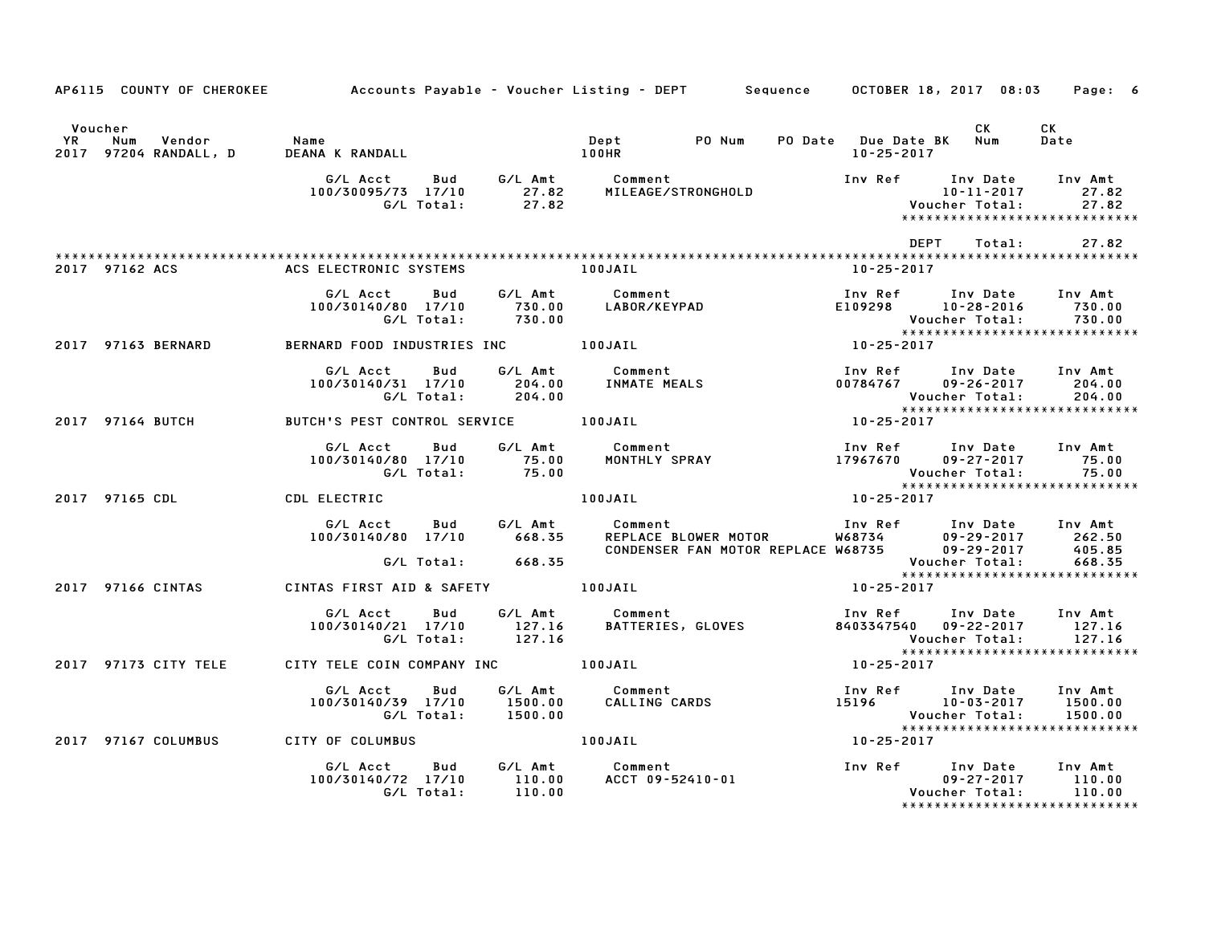AP6115 COUNTY OF CHEROKEE — Accounts Payable - Voucher Listing - DEPT — Sequence — OCTOBER 18, 2017 08:03

| Voucher YR | Num | Vendor | Name | Dept | PO Num | PO Date | Due Date BK | CK Num | CK Date |
|---|---|---|---|---|---|---|---|---|---|
| 2017 | 97204 | RANDALL, D | DEANA K RANDALL | 100HR | | | 10-25-2017 | | |

| G/L Acct | Bud | G/L Amt | Comment | Inv Ref | Inv Date | Inv Amt |
|---|---|---|---|---|---|---|
| 100/30095/73 | 17/10 | 27.82 | MILEAGE/STRONGHOLD | | 10-11-2017 | 27.82 |
| | G/L Total: | 27.82 | | | Voucher Total: | 27.82 |

DEPT Total: 27.82

| Voucher YR | Num | Vendor | Name | Dept | Due Date |
|---|---|---|---|---|---|
| 2017 | 97162 | ACS | ACS ELECTRONIC SYSTEMS | 100JAIL | 10-25-2017 |

| G/L Acct | Bud | G/L Amt | Comment | Inv Ref | Inv Date | Inv Amt |
|---|---|---|---|---|---|---|
| 100/30140/80 | 17/10 | 730.00 | LABOR/KEYPAD | E109298 | 10-28-2016 | 730.00 |
| | G/L Total: | 730.00 | | | Voucher Total: | 730.00 |

| Voucher YR | Num | Vendor | Name | Dept | Due Date |
|---|---|---|---|---|---|
| 2017 | 97163 | BERNARD | BERNARD FOOD INDUSTRIES INC | 100JAIL | 10-25-2017 |

| G/L Acct | Bud | G/L Amt | Comment | Inv Ref | Inv Date | Inv Amt |
|---|---|---|---|---|---|---|
| 100/30140/31 | 17/10 | 204.00 | INMATE MEALS | 00784767 | 09-26-2017 | 204.00 |
| | G/L Total: | 204.00 | | | Voucher Total: | 204.00 |

| Voucher YR | Num | Vendor | Name | Dept | Due Date |
|---|---|---|---|---|---|
| 2017 | 97164 | BUTCH | BUTCH'S PEST CONTROL SERVICE | 100JAIL | 10-25-2017 |

| G/L Acct | Bud | G/L Amt | Comment | Inv Ref | Inv Date | Inv Amt |
|---|---|---|---|---|---|---|
| 100/30140/80 | 17/10 | 75.00 | MONTHLY SPRAY | 17967670 | 09-27-2017 | 75.00 |
| | G/L Total: | 75.00 | | | Voucher Total: | 75.00 |

| Voucher YR | Num | Vendor | Name | Dept | Due Date |
|---|---|---|---|---|---|
| 2017 | 97165 | CDL | CDL ELECTRIC | 100JAIL | 10-25-2017 |

| G/L Acct | Bud | G/L Amt | Comment | Inv Ref | Inv Date | Inv Amt |
|---|---|---|---|---|---|---|
| 100/30140/80 | 17/10 | 668.35 | REPLACE BLOWER MOTOR | W68734 | 09-29-2017 | 262.50 |
| | | | CONDENSER FAN MOTOR REPLACE | W68735 | 09-29-2017 | 405.85 |
| | G/L Total: | 668.35 | | | Voucher Total: | 668.35 |

| Voucher YR | Num | Vendor | Name | Dept | Due Date |
|---|---|---|---|---|---|
| 2017 | 97166 | CINTAS | CINTAS FIRST AID & SAFETY | 100JAIL | 10-25-2017 |

| G/L Acct | Bud | G/L Amt | Comment | Inv Ref | Inv Date | Inv Amt |
|---|---|---|---|---|---|---|
| 100/30140/21 | 17/10 | 127.16 | BATTERIES, GLOVES | 8403347540 | 09-22-2017 | 127.16 |
| | G/L Total: | 127.16 | | | Voucher Total: | 127.16 |

| Voucher YR | Num | Vendor | Name | Dept | Due Date |
|---|---|---|---|---|---|
| 2017 | 97173 | CITY TELE | CITY TELE COIN COMPANY INC | 100JAIL | 10-25-2017 |

| G/L Acct | Bud | G/L Amt | Comment | Inv Ref | Inv Date | Inv Amt |
|---|---|---|---|---|---|---|
| 100/30140/39 | 17/10 | 1500.00 | CALLING CARDS | 15196 | 10-03-2017 | 1500.00 |
| | G/L Total: | 1500.00 | | | Voucher Total: | 1500.00 |

| Voucher YR | Num | Vendor | Name | Dept | Due Date |
|---|---|---|---|---|---|
| 2017 | 97167 | COLUMBUS | CITY OF COLUMBUS | 100JAIL | 10-25-2017 |

| G/L Acct | Bud | G/L Amt | Comment | Inv Ref | Inv Date | Inv Amt |
|---|---|---|---|---|---|---|
| 100/30140/72 | 17/10 | 110.00 | ACCT 09-52410-01 | | 09-27-2017 | 110.00 |
| | G/L Total: | 110.00 | | | Voucher Total: | 110.00 |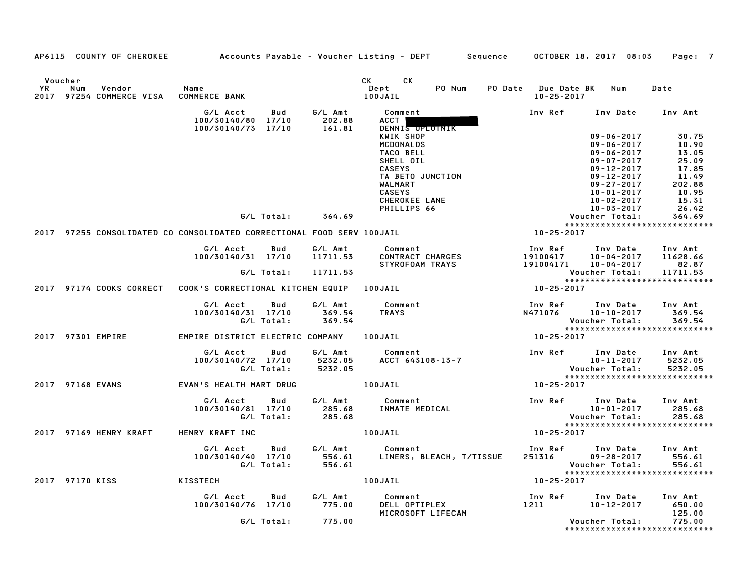AP6115 COUNTY OF CHEROKEE Accounts Payable - Voucher Listing - DEPT Sequence OCTOBER 18, 2017 08:03

| Voucher YR | Num | Vendor | Name | CK Dept | CK PO Num | PO Date | Due Date BK | Num | Date |
|---|---|---|---|---|---|---|---|---|---|
| 2017 | 97254 | COMMERCE VISA | COMMERCE BANK | 100JAIL | | | 10-25-2017 | | |

| G/L Acct | Bud | G/L Amt | Comment | Inv Ref | Inv Date | Inv Amt |
|---|---|---|---|---|---|---|
| 100/30140/80 | 17/10 | 202.88 | ACCT [REDACTED] | | | |
| 100/30140/73 | 17/10 | 161.81 | DENNIS OPLOTNIK | | | |
| | | | KWIK SHOP | | 09-06-2017 | 30.75 |
| | | | MCDONALDS | | 09-06-2017 | 10.90 |
| | | | TACO BELL | | 09-06-2017 | 13.05 |
| | | | SHELL OIL | | 09-07-2017 | 25.09 |
| | | | CASEYS | | 09-12-2017 | 17.85 |
| | | | TA BETO JUNCTION | | 09-12-2017 | 11.49 |
| | | | WALMART | | 09-27-2017 | 202.88 |
| | | | CASEYS | | 10-01-2017 | 10.95 |
| | | | CHEROKEE LANE | | 10-02-2017 | 15.31 |
| | | | PHILLIPS 66 | | 10-03-2017 | 26.42 |
| | G/L Total: | 364.69 | | | Voucher Total: | 364.69 |

*****************************

| Voucher YR | Num | Vendor | Name | CK Dept | Due Date |
|---|---|---|---|---|---|
| 2017 | 97255 | CONSOLIDATED CO | CONSOLIDATED CORRECTIONAL FOOD SERV | 100JAIL | 10-25-2017 |

| G/L Acct | Bud | G/L Amt | Comment | Inv Ref | Inv Date | Inv Amt |
|---|---|---|---|---|---|---|
| 100/30140/31 | 17/10 | 11711.53 | CONTRACT CHARGES | 19100417 | 10-04-2017 | 11628.66 |
| | | | STYROFOAM TRAYS | 191004171 | 10-04-2017 | 82.87 |
| | G/L Total: | 11711.53 | | | Voucher Total: | 11711.53 |

*****************************

| Voucher YR | Num | Vendor | Name | CK Dept | Due Date |
|---|---|---|---|---|---|
| 2017 | 97174 | COOKS CORRECT | COOK'S CORRECTIONAL KITCHEN EQUIP | 100JAIL | 10-25-2017 |

| G/L Acct | Bud | G/L Amt | Comment | Inv Ref | Inv Date | Inv Amt |
|---|---|---|---|---|---|---|
| 100/30140/31 | 17/10 | 369.54 | TRAYS | N471076 | 10-10-2017 | 369.54 |
| | G/L Total: | 369.54 | | | Voucher Total: | 369.54 |

*****************************

| Voucher YR | Num | Vendor | Name | CK Dept | Due Date |
|---|---|---|---|---|---|
| 2017 | 97301 | EMPIRE | EMPIRE DISTRICT ELECTRIC COMPANY | 100JAIL | 10-25-2017 |

| G/L Acct | Bud | G/L Amt | Comment | Inv Ref | Inv Date | Inv Amt |
|---|---|---|---|---|---|---|
| 100/30140/72 | 17/10 | 5232.05 | ACCT 643108-13-7 | | 10-11-2017 | 5232.05 |
| | G/L Total: | 5232.05 | | | Voucher Total: | 5232.05 |

*****************************

| Voucher YR | Num | Vendor | Name | CK Dept | Due Date |
|---|---|---|---|---|---|
| 2017 | 97168 | EVANS | EVAN'S HEALTH MART DRUG | 100JAIL | 10-25-2017 |

| G/L Acct | Bud | G/L Amt | Comment | Inv Ref | Inv Date | Inv Amt |
|---|---|---|---|---|---|---|
| 100/30140/81 | 17/10 | 285.68 | INMATE MEDICAL | | 10-01-2017 | 285.68 |
| | G/L Total: | 285.68 | | | Voucher Total: | 285.68 |

*****************************

| Voucher YR | Num | Vendor | Name | CK Dept | Due Date |
|---|---|---|---|---|---|
| 2017 | 97169 | HENRY KRAFT | HENRY KRAFT INC | 100JAIL | 10-25-2017 |

| G/L Acct | Bud | G/L Amt | Comment | Inv Ref | Inv Date | Inv Amt |
|---|---|---|---|---|---|---|
| 100/30140/40 | 17/10 | 556.61 | LINERS, BLEACH, T/TISSUE | 251316 | 09-28-2017 | 556.61 |
| | G/L Total: | 556.61 | | | Voucher Total: | 556.61 |

*****************************

| Voucher YR | Num | Vendor | Name | CK Dept | Due Date |
|---|---|---|---|---|---|
| 2017 | 97170 | KISS | KISSTECH | 100JAIL | 10-25-2017 |

| G/L Acct | Bud | G/L Amt | Comment | Inv Ref | Inv Date | Inv Amt |
|---|---|---|---|---|---|---|
| 100/30140/76 | 17/10 | 775.00 | DELL OPTIPLEX | 1211 | 10-12-2017 | 650.00 |
| | | | MICROSOFT LIFECAM | | | 125.00 |
| | G/L Total: | 775.00 | | | Voucher Total: | 775.00 |

*****************************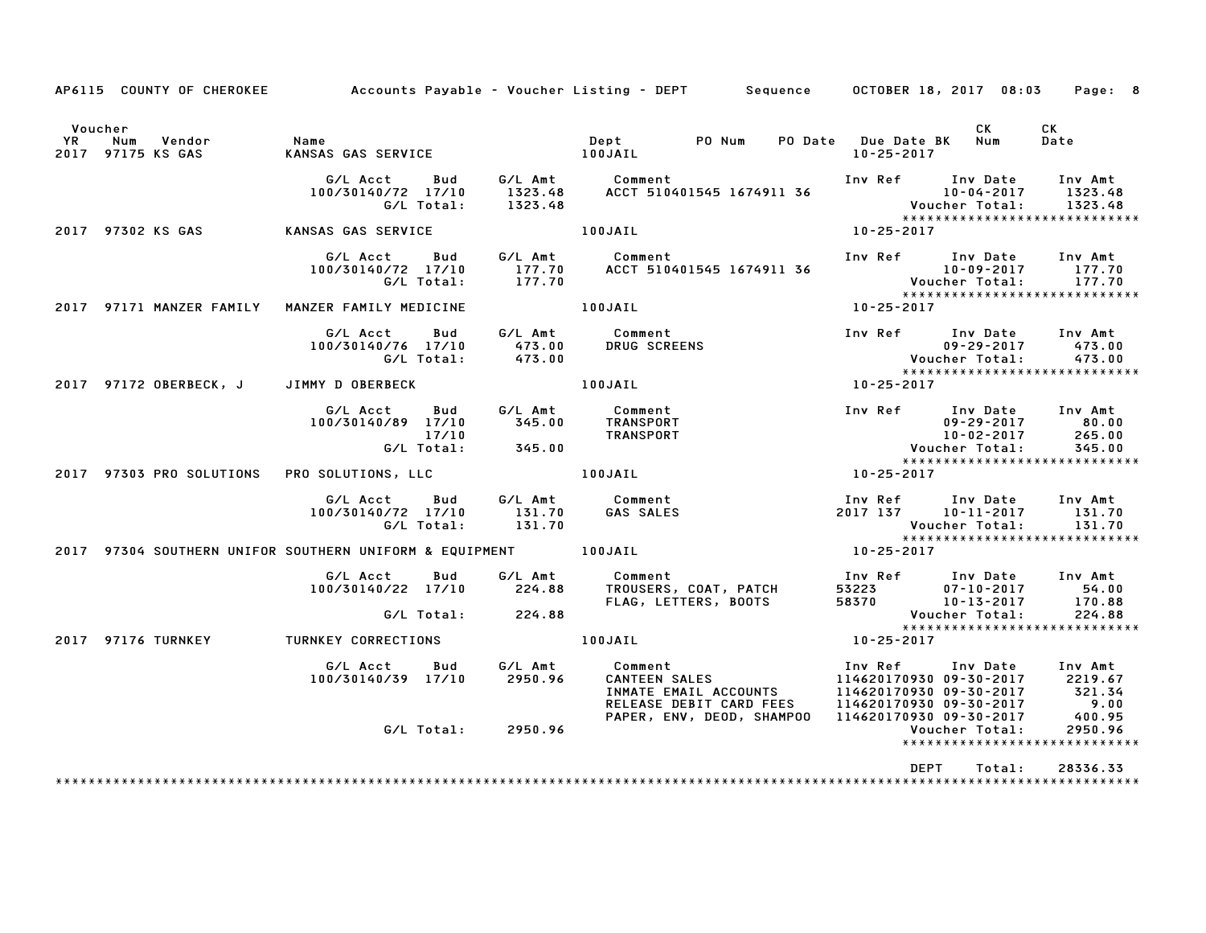AP6115 COUNTY OF CHEROKEE — Accounts Payable - Voucher Listing - DEPT — Sequence — OCTOBER 18, 2017 08:03

| Voucher YR | Num | Vendor | Name | Dept | PO Num | PO Date | Due Date BK | CK Num | CK Date |
|---|---|---|---|---|---|---|---|---|---|
| 2017 | 97175 | KS GAS | KANSAS GAS SERVICE | 100JAIL | | | 10-25-2017 | | |

| G/L Acct | Bud | G/L Amt | Comment | Inv Ref | Inv Date | Inv Amt |
|---|---|---|---|---|---|---|
| 100/30140/72 | 17/10 | 1323.48 | ACCT 510401545 1674911 36 | | 10-04-2017 | 1323.48 |
| | G/L Total: | 1323.48 | | | Voucher Total: | 1323.48 |

| Voucher YR | Num | Vendor | Name | Dept | Due Date BK |
|---|---|---|---|---|---|
| 2017 | 97302 | KS GAS | KANSAS GAS SERVICE | 100JAIL | 10-25-2017 |

| G/L Acct | Bud | G/L Amt | Comment | Inv Ref | Inv Date | Inv Amt |
|---|---|---|---|---|---|---|
| 100/30140/72 | 17/10 | 177.70 | ACCT 510401545 1674911 36 | | 10-09-2017 | 177.70 |
| | G/L Total: | 177.70 | | | Voucher Total: | 177.70 |

| Voucher YR | Num | Vendor | Name | Dept | Due Date BK |
|---|---|---|---|---|---|
| 2017 | 97171 | MANZER FAMILY | MANZER FAMILY MEDICINE | 100JAIL | 10-25-2017 |

| G/L Acct | Bud | G/L Amt | Comment | Inv Ref | Inv Date | Inv Amt |
|---|---|---|---|---|---|---|
| 100/30140/76 | 17/10 | 473.00 | DRUG SCREENS | | 09-29-2017 | 473.00 |
| | G/L Total: | 473.00 | | | Voucher Total: | 473.00 |

| Voucher YR | Num | Vendor | Name | Dept | Due Date BK |
|---|---|---|---|---|---|
| 2017 | 97172 | OBERBECK, J | JIMMY D OBERBECK | 100JAIL | 10-25-2017 |

| G/L Acct | Bud | G/L Amt | Comment | Inv Ref | Inv Date | Inv Amt |
|---|---|---|---|---|---|---|
| 100/30140/89 | 17/10 | 345.00 | TRANSPORT | | 09-29-2017 | 80.00 |
| | 17/10 | | TRANSPORT | | 10-02-2017 | 265.00 |
| | G/L Total: | 345.00 | | | Voucher Total: | 345.00 |

| Voucher YR | Num | Vendor | Name | Dept | Due Date BK |
|---|---|---|---|---|---|
| 2017 | 97303 | PRO SOLUTIONS | PRO SOLUTIONS, LLC | 100JAIL | 10-25-2017 |

| G/L Acct | Bud | G/L Amt | Comment | Inv Ref | Inv Date | Inv Amt |
|---|---|---|---|---|---|---|
| 100/30140/72 | 17/10 | 131.70 | GAS SALES | 2017 137 | 10-11-2017 | 131.70 |
| | G/L Total: | 131.70 | | | Voucher Total: | 131.70 |

| Voucher YR | Num | Vendor | Name | Dept | Due Date BK |
|---|---|---|---|---|---|
| 2017 | 97304 | SOUTHERN UNIFOR | SOUTHERN UNIFORM & EQUIPMENT | 100JAIL | 10-25-2017 |

| G/L Acct | Bud | G/L Amt | Comment | Inv Ref | Inv Date | Inv Amt |
|---|---|---|---|---|---|---|
| 100/30140/22 | 17/10 | 224.88 | TROUSERS, COAT, PATCH | 53223 | 07-10-2017 | 54.00 |
| | | | FLAG, LETTERS, BOOTS | 58370 | 10-13-2017 | 170.88 |
| | G/L Total: | 224.88 | | | Voucher Total: | 224.88 |

| Voucher YR | Num | Vendor | Name | Dept | Due Date BK |
|---|---|---|---|---|---|
| 2017 | 97176 | TURNKEY | TURNKEY CORRECTIONS | 100JAIL | 10-25-2017 |

| G/L Acct | Bud | G/L Amt | Comment | Inv Ref | Inv Date | Inv Amt |
|---|---|---|---|---|---|---|
| 100/30140/39 | 17/10 | 2950.96 | CANTEEN SALES | 114620170930 | 09-30-2017 | 2219.67 |
| | | | INMATE EMAIL ACCOUNTS | 114620170930 | 09-30-2017 | 321.34 |
| | | | RELEASE DEBIT CARD FEES | 114620170930 | 09-30-2017 | 9.00 |
| | | | PAPER, ENV, DEOD, SHAMPOO | 114620170930 | 09-30-2017 | 400.95 |
| | G/L Total: | 2950.96 | | | Voucher Total: | 2950.96 |

DEPT Total: 28336.33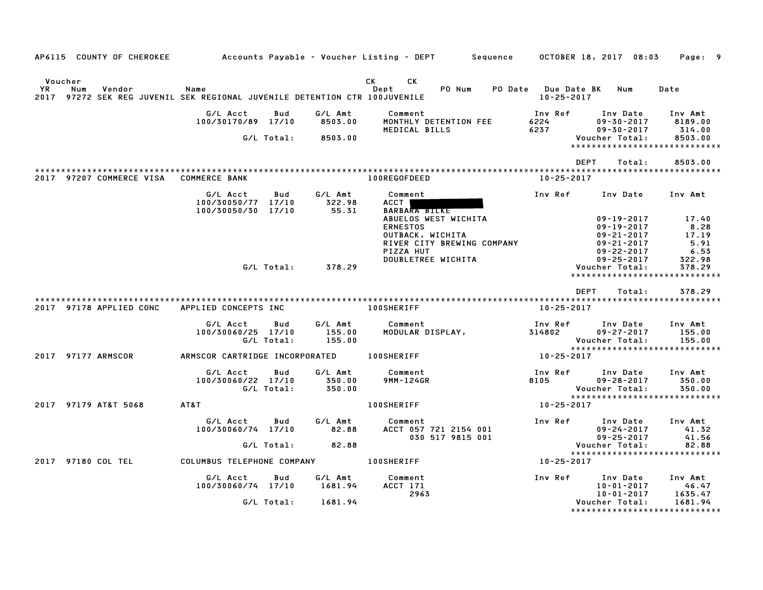AP6115 COUNTY OF CHEROKEE — Accounts Payable - Voucher Listing - DEPT — Sequence — OCTOBER 18, 2017 08:03

| Voucher YR | Num | Vendor | Name | CK Dept | CK | PO Num | PO Date | Due Date | BK | Num | Date |
|---|---|---|---|---|---|---|---|---|---|---|---|
| 2017 | 97272 | SEK REG JUVENIL | SEK REGIONAL JUVENILE DETENTION CTR | 100JUVENILE | | | | 10-25-2017 | | | |

| G/L Acct | Bud | G/L Amt | Comment | Inv Ref | Inv Date | Inv Amt |
|---|---|---|---|---|---|---|
| 100/30170/89 | 17/10 | 8503.00 | MONTHLY DETENTION FEE | 6224 | 09-30-2017 | 8189.00 |
| | | | MEDICAL BILLS | 6237 | 09-30-2017 | 314.00 |
| | G/L Total: | 8503.00 | | | Voucher Total: | 8503.00 |

DEPT Total: 8503.00

| Voucher YR | Num | Vendor | Name | CK Dept | Due Date |
|---|---|---|---|---|---|
| 2017 | 97207 | COMMERCE VISA | COMMERCE BANK | 100REGOFDEED | 10-25-2017 |

| G/L Acct | Bud | G/L Amt | Comment | Inv Ref | Inv Date | Inv Amt |
|---|---|---|---|---|---|---|
| 100/30050/77 | 17/10 | 322.98 | ACCT [REDACTED] | | | |
| 100/30050/30 | 17/10 | 55.31 | BARBARA BILKE | | | |
| | | | ABUELOS WEST WICHITA | | 09-19-2017 | 17.40 |
| | | | ERNESTOS | | 09-19-2017 | 8.28 |
| | | | OUTBACK, WICHITA | | 09-21-2017 | 17.19 |
| | | | RIVER CITY BREWING COMPANY | | 09-21-2017 | 5.91 |
| | | | PIZZA HUT | | 09-22-2017 | 6.53 |
| | | | DOUBLETREE WICHITA | | 09-25-2017 | 322.98 |
| | G/L Total: | 378.29 | | | Voucher Total: | 378.29 |

DEPT Total: 378.29

| Voucher YR | Num | Vendor | Name | CK Dept | Due Date |
|---|---|---|---|---|---|
| 2017 | 97178 | APPLIED CONC | APPLIED CONCEPTS INC | 100SHERIFF | 10-25-2017 |

| G/L Acct | Bud | G/L Amt | Comment | Inv Ref | Inv Date | Inv Amt |
|---|---|---|---|---|---|---|
| 100/30060/25 | 17/10 | 155.00 | MODULAR DISPLAY, | 314802 | 09-27-2017 | 155.00 |
| | G/L Total: | 155.00 | | | Voucher Total: | 155.00 |

| Voucher YR | Num | Vendor | Name | CK Dept | Due Date |
|---|---|---|---|---|---|
| 2017 | 97177 | ARMSCOR | ARMSCOR CARTRIDGE INCORPORATED | 100SHERIFF | 10-25-2017 |

| G/L Acct | Bud | G/L Amt | Comment | Inv Ref | Inv Date | Inv Amt |
|---|---|---|---|---|---|---|
| 100/30060/22 | 17/10 | 350.00 | 9MM-124GR | 8105 | 09-28-2017 | 350.00 |
| | G/L Total: | 350.00 | | | Voucher Total: | 350.00 |

| Voucher YR | Num | Vendor | Name | CK Dept | Due Date |
|---|---|---|---|---|---|
| 2017 | 97179 | AT&T 5068 | AT&T | 100SHERIFF | 10-25-2017 |

| G/L Acct | Bud | G/L Amt | Comment | Inv Ref | Inv Date | Inv Amt |
|---|---|---|---|---|---|---|
| 100/30060/74 | 17/10 | 82.88 | ACCT 057 721 2154 001 | | 09-24-2017 | 41.32 |
| | | | 030 517 9815 001 | | 09-25-2017 | 41.56 |
| | G/L Total: | 82.88 | | | Voucher Total: | 82.88 |

| Voucher YR | Num | Vendor | Name | CK Dept | Due Date |
|---|---|---|---|---|---|
| 2017 | 97180 | COL TEL | COLUMBUS TELEPHONE COMPANY | 100SHERIFF | 10-25-2017 |

| G/L Acct | Bud | G/L Amt | Comment | Inv Ref | Inv Date | Inv Amt |
|---|---|---|---|---|---|---|
| 100/30060/74 | 17/10 | 1681.94 | ACCT 171 | | 10-01-2017 | 46.47 |
| | | | 2963 | | 10-01-2017 | 1635.47 |
| | G/L Total: | 1681.94 | | | Voucher Total: | 1681.94 |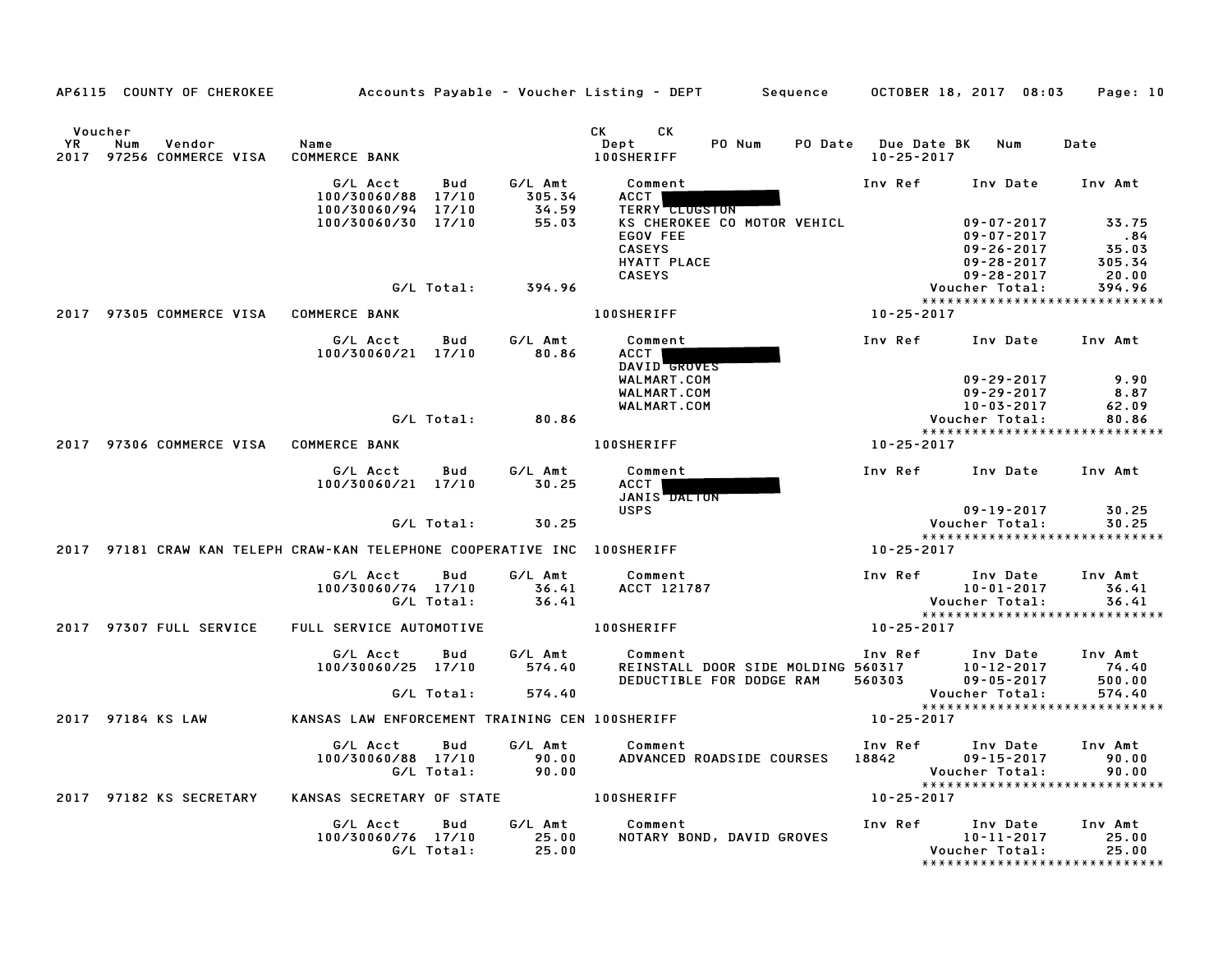AP6115 COUNTY OF CHEROKEE — Accounts Payable - Voucher Listing - DEPT — Sequence — OCTOBER 18, 2017 08:03

| Voucher YR | Num | Vendor | Name | CK Dept | PO Num | PO Date | Due Date | CK BK | CK Num | Date |
|---|---|---|---|---|---|---|---|---|---|---|
| 2017 | 97256 | COMMERCE VISA | COMMERCE BANK | 100SHERIFF | | | 10-25-2017 | | | |

| G/L Acct | Bud | G/L Amt | Comment | Inv Ref | Inv Date | Inv Amt |
|---|---|---|---|---|---|---|
| 100/30060/88 | 17/10 | 305.34 | ACCT | | | |
| 100/30060/94 | 17/10 | 34.59 | TERRY CLUGSTON | | | |
| 100/30060/30 | 17/10 | 55.03 | KS CHEROKEE CO MOTOR VEHICL | | 09-07-2017 | 33.75 |
| | | | EGOV FEE | | 09-07-2017 | .84 |
| | | | CASEYS | | 09-26-2017 | 35.03 |
| | | | HYATT PLACE | | 09-28-2017 | 305.34 |
| | | | CASEYS | | 09-28-2017 | 20.00 |
| | G/L Total: | 394.96 | | | Voucher Total: | 394.96 |

| Voucher YR | Num | Vendor | Name | CK Dept | PO Num | PO Date | Due Date | CK BK | CK Num | Date |
|---|---|---|---|---|---|---|---|---|---|---|
| 2017 | 97305 | COMMERCE VISA | COMMERCE BANK | 100SHERIFF | | | 10-25-2017 | | | |

| G/L Acct | Bud | G/L Amt | Comment | Inv Ref | Inv Date | Inv Amt |
|---|---|---|---|---|---|---|
| 100/30060/21 | 17/10 | 80.86 | ACCT | | | |
| | | | DAVID GROVES | | | |
| | | | WALMART.COM | | 09-29-2017 | 9.90 |
| | | | WALMART.COM | | 09-29-2017 | 8.87 |
| | | | WALMART.COM | | 10-03-2017 | 62.09 |
| | G/L Total: | 80.86 | | | Voucher Total: | 80.86 |

| Voucher YR | Num | Vendor | Name | CK Dept | PO Num | PO Date | Due Date | CK BK | CK Num | Date |
|---|---|---|---|---|---|---|---|---|---|---|
| 2017 | 97306 | COMMERCE VISA | COMMERCE BANK | 100SHERIFF | | | 10-25-2017 | | | |

| G/L Acct | Bud | G/L Amt | Comment | Inv Ref | Inv Date | Inv Amt |
|---|---|---|---|---|---|---|
| 100/30060/21 | 17/10 | 30.25 | ACCT | | | |
| | | | JANIS DALTON | | | |
| | | | USPS | | 09-19-2017 | 30.25 |
| | G/L Total: | 30.25 | | | Voucher Total: | 30.25 |

| Voucher YR | Num | Vendor | Name | CK Dept | PO Num | PO Date | Due Date | CK BK | CK Num | Date |
|---|---|---|---|---|---|---|---|---|---|---|
| 2017 | 97181 | CRAW KAN TELEPH | CRAW-KAN TELEPHONE COOPERATIVE INC | 100SHERIFF | | | 10-25-2017 | | | |

| G/L Acct | Bud | G/L Amt | Comment | Inv Ref | Inv Date | Inv Amt |
|---|---|---|---|---|---|---|
| 100/30060/74 | 17/10 | 36.41 | ACCT 121787 | | 10-01-2017 | 36.41 |
| | G/L Total: | 36.41 | | | Voucher Total: | 36.41 |

| Voucher YR | Num | Vendor | Name | CK Dept | PO Num | PO Date | Due Date | CK BK | CK Num | Date |
|---|---|---|---|---|---|---|---|---|---|---|
| 2017 | 97307 | FULL SERVICE | FULL SERVICE AUTOMOTIVE | 100SHERIFF | | | 10-25-2017 | | | |

| G/L Acct | Bud | G/L Amt | Comment | Inv Ref | Inv Date | Inv Amt |
|---|---|---|---|---|---|---|
| 100/30060/25 | 17/10 | 574.40 | REINSTALL DOOR SIDE MOLDING | 560317 | 10-12-2017 | 74.40 |
| | | | DEDUCTIBLE FOR DODGE RAM | 560303 | 09-05-2017 | 500.00 |
| | G/L Total: | 574.40 | | | Voucher Total: | 574.40 |

| Voucher YR | Num | Vendor | Name | CK Dept | PO Num | PO Date | Due Date | CK BK | CK Num | Date |
|---|---|---|---|---|---|---|---|---|---|---|
| 2017 | 97184 | KS LAW | KANSAS LAW ENFORCEMENT TRAINING CEN | 100SHERIFF | | | 10-25-2017 | | | |

| G/L Acct | Bud | G/L Amt | Comment | Inv Ref | Inv Date | Inv Amt |
|---|---|---|---|---|---|---|
| 100/30060/88 | 17/10 | 90.00 | ADVANCED ROADSIDE COURSES | 18842 | 09-15-2017 | 90.00 |
| | G/L Total: | 90.00 | | | Voucher Total: | 90.00 |

| Voucher YR | Num | Vendor | Name | CK Dept | PO Num | PO Date | Due Date | CK BK | CK Num | Date |
|---|---|---|---|---|---|---|---|---|---|---|
| 2017 | 97182 | KS SECRETARY | KANSAS SECRETARY OF STATE | 100SHERIFF | | | 10-25-2017 | | | |

| G/L Acct | Bud | G/L Amt | Comment | Inv Ref | Inv Date | Inv Amt |
|---|---|---|---|---|---|---|
| 100/30060/76 | 17/10 | 25.00 | NOTARY BOND, DAVID GROVES | | 10-11-2017 | 25.00 |
| | G/L Total: | 25.00 | | | Voucher Total: | 25.00 |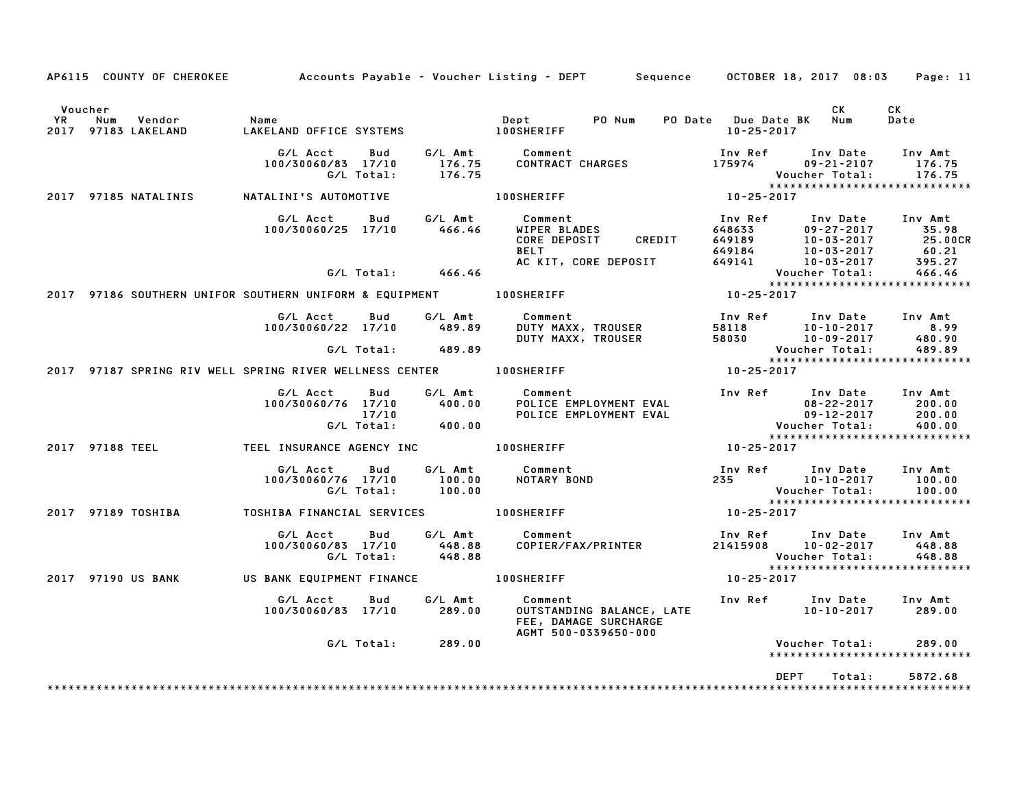AP6115 COUNTY OF CHEROKEE — Accounts Payable - Voucher Listing - DEPT — Sequence — OCTOBER 18, 2017 08:03

| Voucher YR | Num | Vendor | Name | Dept | PO Num | PO Date | Due Date | BK | CK Num | CK Date |
|---|---|---|---|---|---|---|---|---|---|---|
| 2017 | 97183 | LAKELAND | LAKELAND OFFICE SYSTEMS | 100SHERIFF | | | 10-25-2017 | | | |

| G/L Acct | Bud | G/L Amt | Comment | Inv Ref | Inv Date | Inv Amt |
|---|---|---|---|---|---|---|
| 100/30060/83 | 17/10 | 176.75 | CONTRACT CHARGES | 175974 | 09-21-2107 | 176.75 |
| | G/L Total: | 176.75 | | | Voucher Total: | 176.75 |

| Voucher YR | Num | Vendor | Name | Dept | Due Date |
|---|---|---|---|---|---|
| 2017 | 97185 | NATALINIS | NATALINI'S AUTOMOTIVE | 100SHERIFF | 10-25-2017 |

| G/L Acct | Bud | G/L Amt | Comment | Inv Ref | Inv Date | Inv Amt |
|---|---|---|---|---|---|---|
| 100/30060/25 | 17/10 | 466.46 | WIPER BLADES | 648633 | 09-27-2017 | 35.98 |
| | | | CORE DEPOSIT CREDIT | 649189 | 10-03-2017 | 25.00CR |
| | | | BELT | 649184 | 10-03-2017 | 60.21 |
| | | | AC KIT, CORE DEPOSIT | 649141 | 10-03-2017 | 395.27 |
| | G/L Total: | 466.46 | | | Voucher Total: | 466.46 |

| Voucher YR | Num | Vendor | Name | Dept | Due Date |
|---|---|---|---|---|---|
| 2017 | 97186 | SOUTHERN UNIFOR | SOUTHERN UNIFORM & EQUIPMENT | 100SHERIFF | 10-25-2017 |

| G/L Acct | Bud | G/L Amt | Comment | Inv Ref | Inv Date | Inv Amt |
|---|---|---|---|---|---|---|
| 100/30060/22 | 17/10 | 489.89 | DUTY MAXX, TROUSER | 58118 | 10-10-2017 | 8.99 |
| | | | DUTY MAXX, TROUSER | 58030 | 10-09-2017 | 480.90 |
| | G/L Total: | 489.89 | | | Voucher Total: | 489.89 |

| Voucher YR | Num | Vendor | Name | Dept | Due Date |
|---|---|---|---|---|---|
| 2017 | 97187 | SPRING RIV WELL | SPRING RIVER WELLNESS CENTER | 100SHERIFF | 10-25-2017 |

| G/L Acct | Bud | G/L Amt | Comment | Inv Ref | Inv Date | Inv Amt |
|---|---|---|---|---|---|---|
| 100/30060/76 | 17/10 | 400.00 | POLICE EMPLOYMENT EVAL | | 08-22-2017 | 200.00 |
| | 17/10 | | POLICE EMPLOYMENT EVAL | | 09-12-2017 | 200.00 |
| | G/L Total: | 400.00 | | | Voucher Total: | 400.00 |

| Voucher YR | Num | Vendor | Name | Dept | Due Date |
|---|---|---|---|---|---|
| 2017 | 97188 | TEEL | TEEL INSURANCE AGENCY INC | 100SHERIFF | 10-25-2017 |

| G/L Acct | Bud | G/L Amt | Comment | Inv Ref | Inv Date | Inv Amt |
|---|---|---|---|---|---|---|
| 100/30060/76 | 17/10 | 100.00 | NOTARY BOND | 235 | 10-10-2017 | 100.00 |
| | G/L Total: | 100.00 | | | Voucher Total: | 100.00 |

| Voucher YR | Num | Vendor | Name | Dept | Due Date |
|---|---|---|---|---|---|
| 2017 | 97189 | TOSHIBA | TOSHIBA FINANCIAL SERVICES | 100SHERIFF | 10-25-2017 |

| G/L Acct | Bud | G/L Amt | Comment | Inv Ref | Inv Date | Inv Amt |
|---|---|---|---|---|---|---|
| 100/30060/83 | 17/10 | 448.88 | COPIER/FAX/PRINTER | 21415908 | 10-02-2017 | 448.88 |
| | G/L Total: | 448.88 | | | Voucher Total: | 448.88 |

| Voucher YR | Num | Vendor | Name | Dept | Due Date |
|---|---|---|---|---|---|
| 2017 | 97190 | US BANK | US BANK EQUIPMENT FINANCE | 100SHERIFF | 10-25-2017 |

| G/L Acct | Bud | G/L Amt | Comment | Inv Ref | Inv Date | Inv Amt |
|---|---|---|---|---|---|---|
| 100/30060/83 | 17/10 | 289.00 | OUTSTANDING BALANCE, LATE FEE, DAMAGE SURCHARGE AGMT 500-0339650-000 | | 10-10-2017 | 289.00 |
| | G/L Total: | 289.00 | | | Voucher Total: | 289.00 |

DEPT Total: 5872.68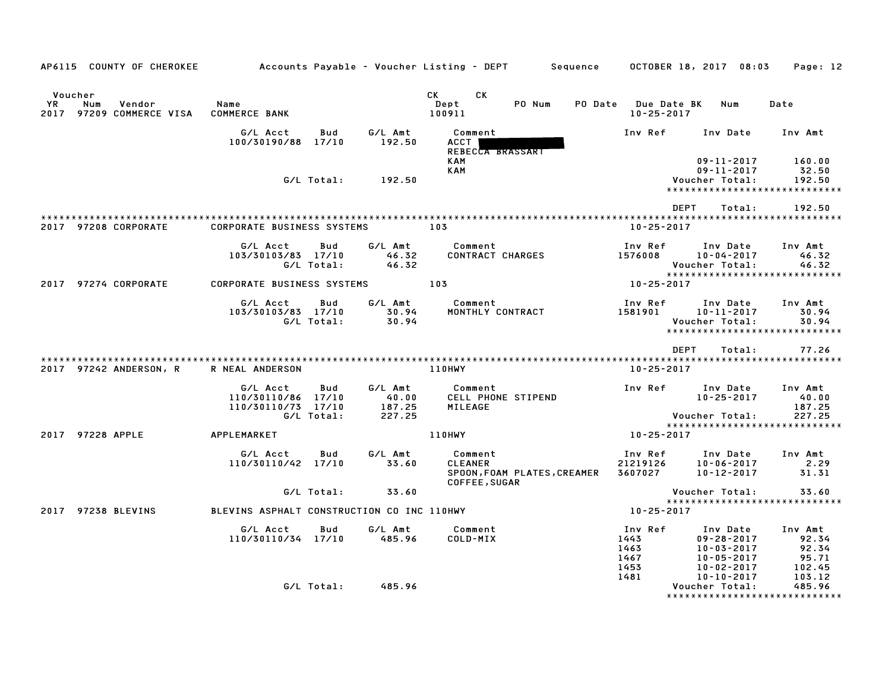AP6115 COUNTY OF CHEROKEE — Accounts Payable - Voucher Listing - DEPT — Sequence — OCTOBER 18, 2017 08:03

| Voucher YR | Num | Vendor | Name | CK Dept | CK | PO Num | PO Date | Due Date BK | Num | Date |
|---|---|---|---|---|---|---|---|---|---|---|
| 2017 | 97209 | COMMERCE VISA | COMMERCE BANK | 100911 | | | | 10-25-2017 | | |

| G/L Acct | Bud | G/L Amt | Comment | Inv Ref | Inv Date | Inv Amt |
|---|---|---|---|---|---|---|
| 100/30190/88 | 17/10 | 192.50 | ACCT [REDACTED] REBECCA BRASSART | | | |
| | | | KAM | | 09-11-2017 | 160.00 |
| | | | KAM | | 09-11-2017 | 32.50 |
| | G/L Total: | 192.50 | | | Voucher Total: | 192.50 |

DEPT Total: 192.50

| Voucher YR | Num | Vendor | Name | CK Dept | Due Date |
|---|---|---|---|---|---|
| 2017 | 97208 | CORPORATE | CORPORATE BUSINESS SYSTEMS | 103 | 10-25-2017 |

| G/L Acct | Bud | G/L Amt | Comment | Inv Ref | Inv Date | Inv Amt |
|---|---|---|---|---|---|---|
| 103/30103/83 | 17/10 | 46.32 | CONTRACT CHARGES | 1576008 | 10-04-2017 | 46.32 |
| | G/L Total: | 46.32 | | | Voucher Total: | 46.32 |

| Voucher YR | Num | Vendor | Name | CK Dept | Due Date |
|---|---|---|---|---|---|
| 2017 | 97274 | CORPORATE | CORPORATE BUSINESS SYSTEMS | 103 | 10-25-2017 |

| G/L Acct | Bud | G/L Amt | Comment | Inv Ref | Inv Date | Inv Amt |
|---|---|---|---|---|---|---|
| 103/30103/83 | 17/10 | 30.94 | MONTHLY CONTRACT | 1581901 | 10-11-2017 | 30.94 |
| | G/L Total: | 30.94 | | | Voucher Total: | 30.94 |

DEPT Total: 77.26

| Voucher YR | Num | Vendor | Name | CK Dept | Due Date |
|---|---|---|---|---|---|
| 2017 | 97242 | ANDERSON, R | R NEAL ANDERSON | 110HWY | 10-25-2017 |

| G/L Acct | Bud | G/L Amt | Comment | Inv Ref | Inv Date | Inv Amt |
|---|---|---|---|---|---|---|
| 110/30110/86 | 17/10 | 40.00 | CELL PHONE STIPEND | | 10-25-2017 | 40.00 |
| 110/30110/73 | 17/10 | 187.25 | MILEAGE | | | 187.25 |
| | G/L Total: | 227.25 | | | Voucher Total: | 227.25 |

| Voucher YR | Num | Vendor | Name | CK Dept | Due Date |
|---|---|---|---|---|---|
| 2017 | 97228 | APPLE | APPLEMARKET | 110HWY | 10-25-2017 |

| G/L Acct | Bud | G/L Amt | Comment | Inv Ref | Inv Date | Inv Amt |
|---|---|---|---|---|---|---|
| 110/30110/42 | 17/10 | 33.60 | CLEANER | 21219126 | 10-06-2017 | 2.29 |
| | | | SPOON,FOAM PLATES,CREAMER COFFEE,SUGAR | 3607027 | 10-12-2017 | 31.31 |
| | G/L Total: | 33.60 | | | Voucher Total: | 33.60 |

| Voucher YR | Num | Vendor | Name | CK Dept | Due Date |
|---|---|---|---|---|---|
| 2017 | 97238 | BLEVINS | BLEVINS ASPHALT CONSTRUCTION CO INC | 110HWY | 10-25-2017 |

| G/L Acct | Bud | G/L Amt | Comment | Inv Ref | Inv Date | Inv Amt |
|---|---|---|---|---|---|---|
| 110/30110/34 | 17/10 | 485.96 | COLD-MIX | 1443 | 09-28-2017 | 92.34 |
| | | | | 1463 | 10-03-2017 | 92.34 |
| | | | | 1467 | 10-05-2017 | 95.71 |
| | | | | 1453 | 10-02-2017 | 102.45 |
| | | | | 1481 | 10-10-2017 | 103.12 |
| | G/L Total: | 485.96 | | | Voucher Total: | 485.96 |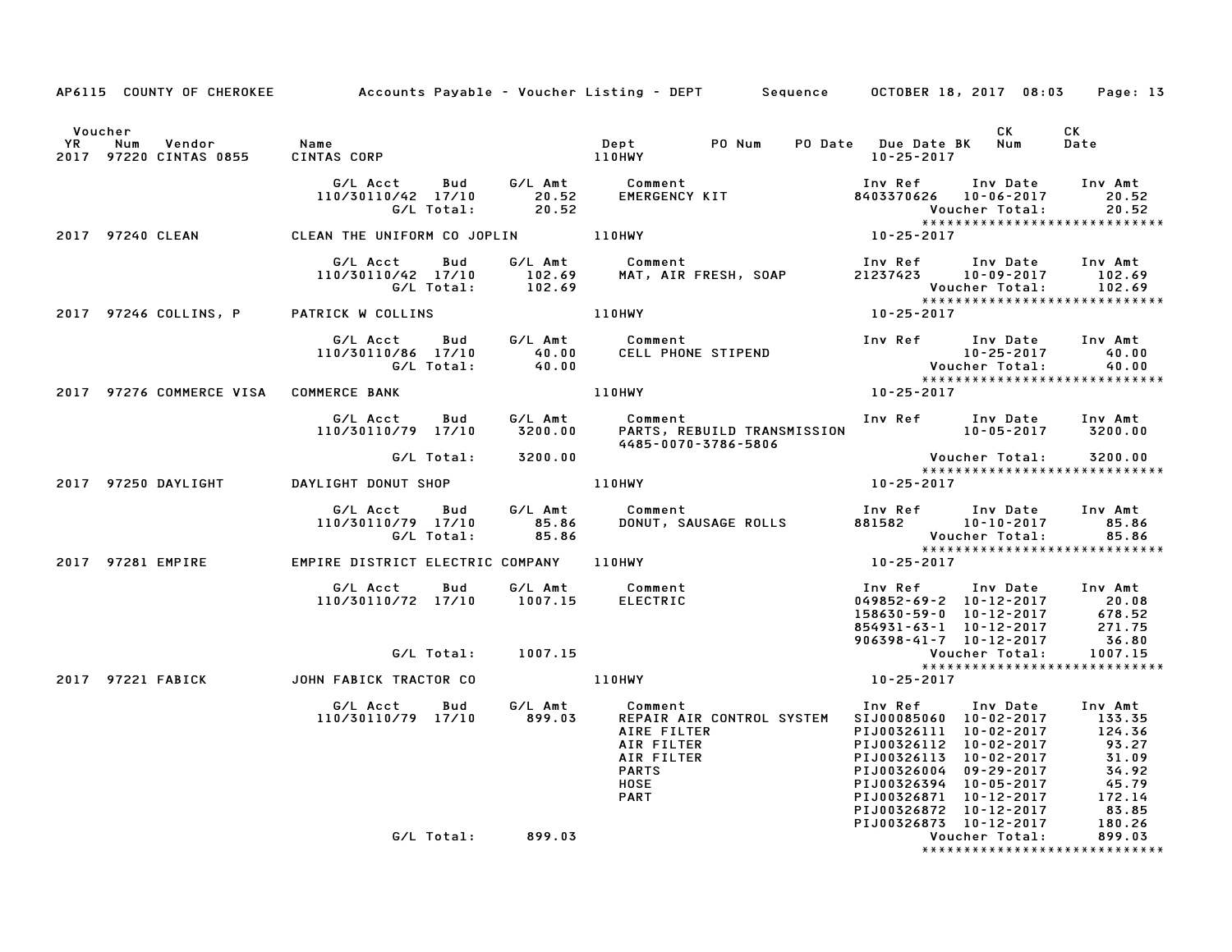AP6115 COUNTY OF CHEROKEE — Accounts Payable - Voucher Listing - DEPT — Sequence — OCTOBER 18, 2017 08:03

| Voucher YR | Num | Vendor | Name | Dept | PO Num | PO Date | Due Date BK | CK Num | CK Date |
|---|---|---|---|---|---|---|---|---|---|
| 2017 | 97220 | CINTAS 0855 | CINTAS CORP | 110HWY | | | 10-25-2017 | | |

| G/L Acct | Bud | G/L Amt | Comment | Inv Ref | Inv Date | Inv Amt |
|---|---|---|---|---|---|---|
| 110/30110/42 | 17/10 | 20.52 | EMERGENCY KIT | 8403370626 | 10-06-2017 | 20.52 |
| | G/L Total: | 20.52 | | | Voucher Total: | 20.52 |

| Voucher YR | Num | Vendor | Name | Dept | PO Num | PO Date | Due Date BK | CK Num | CK Date |
|---|---|---|---|---|---|---|---|---|---|
| 2017 | 97240 | CLEAN | CLEAN THE UNIFORM CO JOPLIN | 110HWY | | | 10-25-2017 | | |

| G/L Acct | Bud | G/L Amt | Comment | Inv Ref | Inv Date | Inv Amt |
|---|---|---|---|---|---|---|
| 110/30110/42 | 17/10 | 102.69 | MAT, AIR FRESH, SOAP | 21237423 | 10-09-2017 | 102.69 |
| | G/L Total: | 102.69 | | | Voucher Total: | 102.69 |

| Voucher YR | Num | Vendor | Name | Dept | PO Num | PO Date | Due Date BK | CK Num | CK Date |
|---|---|---|---|---|---|---|---|---|---|
| 2017 | 97246 | COLLINS, P | PATRICK W COLLINS | 110HWY | | | 10-25-2017 | | |

| G/L Acct | Bud | G/L Amt | Comment | Inv Ref | Inv Date | Inv Amt |
|---|---|---|---|---|---|---|
| 110/30110/86 | 17/10 | 40.00 | CELL PHONE STIPEND | | 10-25-2017 | 40.00 |
| | G/L Total: | 40.00 | | | Voucher Total: | 40.00 |

| Voucher YR | Num | Vendor | Name | Dept | PO Num | PO Date | Due Date BK | CK Num | CK Date |
|---|---|---|---|---|---|---|---|---|---|
| 2017 | 97276 | COMMERCE VISA | COMMERCE BANK | 110HWY | | | 10-25-2017 | | |

| G/L Acct | Bud | G/L Amt | Comment | Inv Ref | Inv Date | Inv Amt |
|---|---|---|---|---|---|---|
| 110/30110/79 | 17/10 | 3200.00 | PARTS, REBUILD TRANSMISSION 4485-0070-3786-5806 | | 10-05-2017 | 3200.00 |
| | G/L Total: | 3200.00 | | | Voucher Total: | 3200.00 |

| Voucher YR | Num | Vendor | Name | Dept | PO Num | PO Date | Due Date BK | CK Num | CK Date |
|---|---|---|---|---|---|---|---|---|---|
| 2017 | 97250 | DAYLIGHT | DAYLIGHT DONUT SHOP | 110HWY | | | 10-25-2017 | | |

| G/L Acct | Bud | G/L Amt | Comment | Inv Ref | Inv Date | Inv Amt |
|---|---|---|---|---|---|---|
| 110/30110/79 | 17/10 | 85.86 | DONUT, SAUSAGE ROLLS | 881582 | 10-10-2017 | 85.86 |
| | G/L Total: | 85.86 | | | Voucher Total: | 85.86 |

| Voucher YR | Num | Vendor | Name | Dept | PO Num | PO Date | Due Date BK | CK Num | CK Date |
|---|---|---|---|---|---|---|---|---|---|
| 2017 | 97281 | EMPIRE | EMPIRE DISTRICT ELECTRIC COMPANY | 110HWY | | | 10-25-2017 | | |

| G/L Acct | Bud | G/L Amt | Comment | Inv Ref | Inv Date | Inv Amt |
|---|---|---|---|---|---|---|
| 110/30110/72 | 17/10 | 1007.15 | ELECTRIC | 049852-69-2 | 10-12-2017 | 20.08 |
| | | | | 158630-59-0 | 10-12-2017 | 678.52 |
| | | | | 854931-63-1 | 10-12-2017 | 271.75 |
| | | | | 906398-41-7 | 10-12-2017 | 36.80 |
| | G/L Total: | 1007.15 | | | Voucher Total: | 1007.15 |

| Voucher YR | Num | Vendor | Name | Dept | PO Num | PO Date | Due Date BK | CK Num | CK Date |
|---|---|---|---|---|---|---|---|---|---|
| 2017 | 97221 | FABICK | JOHN FABICK TRACTOR CO | 110HWY | | | 10-25-2017 | | |

| G/L Acct | Bud | G/L Amt | Comment | Inv Ref | Inv Date | Inv Amt |
|---|---|---|---|---|---|---|
| 110/30110/79 | 17/10 | 899.03 | REPAIR AIR CONTROL SYSTEM | SIJ00085060 | 10-02-2017 | 133.35 |
| | | | AIRE FILTER | PIJ00326111 | 10-02-2017 | 124.36 |
| | | | AIR FILTER | PIJ00326112 | 10-02-2017 | 93.27 |
| | | | AIR FILTER | PIJ00326113 | 10-02-2017 | 31.09 |
| | | | PARTS | PIJ00326004 | 09-29-2017 | 34.92 |
| | | | HOSE | PIJ00326394 | 10-05-2017 | 45.79 |
| | | | PART | PIJ00326871 | 10-12-2017 | 172.14 |
| | | | | PIJ00326872 | 10-12-2017 | 83.85 |
| | | | | PIJ00326873 | 10-12-2017 | 180.26 |
| | G/L Total: | 899.03 | | | Voucher Total: | 899.03 |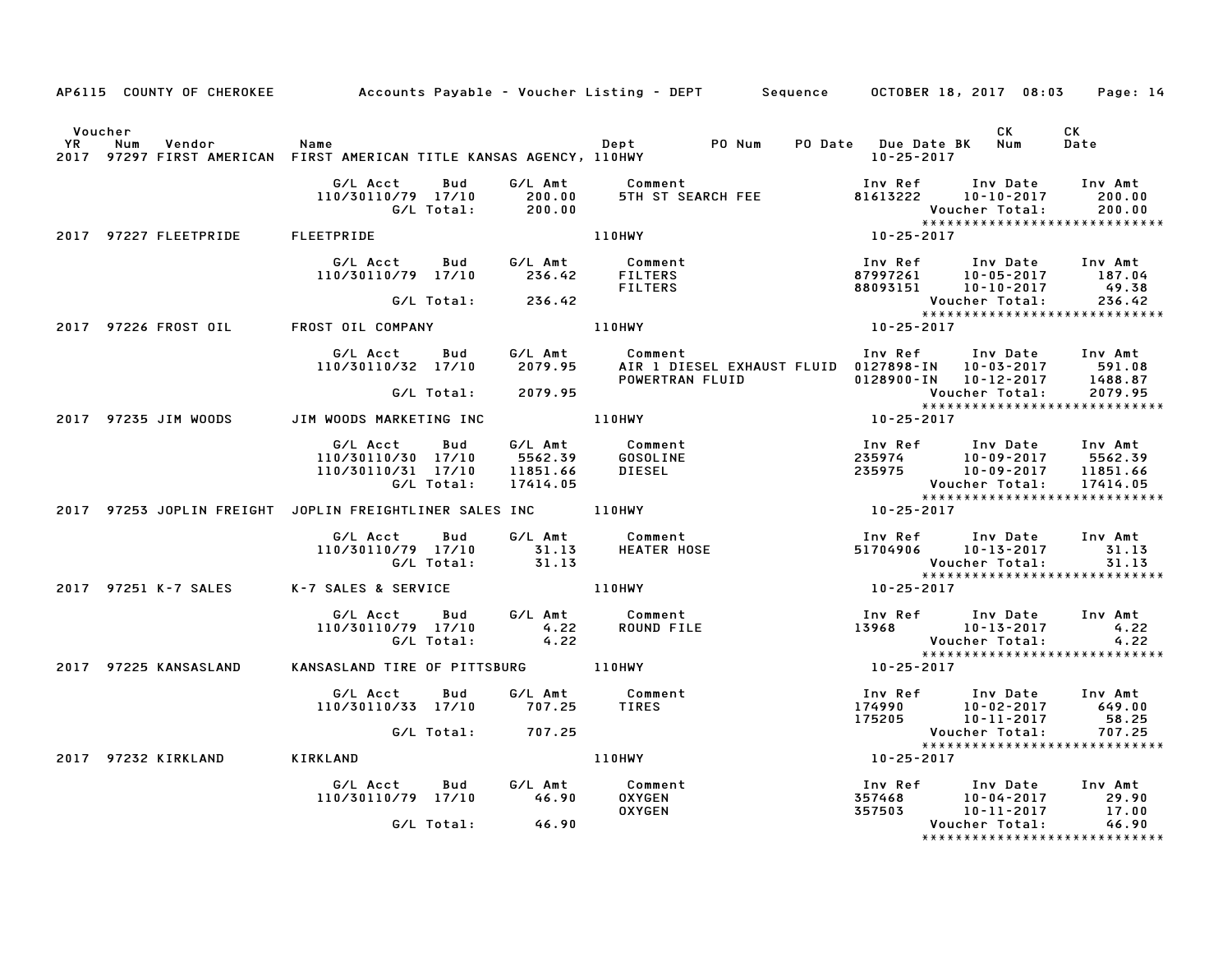AP6115 COUNTY OF CHEROKEE — Accounts Payable - Voucher Listing - DEPT — Sequence — OCTOBER 18, 2017 08:03

| Voucher YR | Num | Vendor | Name | Dept | PO Num | PO Date | Due Date BK | CK Num | CK Date |
|---|---|---|---|---|---|---|---|---|---|
| 2017 | 97297 | FIRST AMERICAN | FIRST AMERICAN TITLE KANSAS AGENCY, | 110HWY | | | 10-25-2017 | | |

| G/L Acct | Bud | G/L Amt | Comment | Inv Ref | Inv Date | Inv Amt |
|---|---|---|---|---|---|---|
| 110/30110/79 | 17/10 | 200.00 | 5TH ST SEARCH FEE | 81613222 | 10-10-2017 | 200.00 |
| | G/L Total: | 200.00 | | | Voucher Total: | 200.00 |

| Voucher YR | Num | Vendor | Name | Dept | Due Date BK |
|---|---|---|---|---|---|
| 2017 | 97227 | FLEETPRIDE | FLEETPRIDE | 110HWY | 10-25-2017 |

| G/L Acct | Bud | G/L Amt | Comment | Inv Ref | Inv Date | Inv Amt |
|---|---|---|---|---|---|---|
| 110/30110/79 | 17/10 | 236.42 | FILTERS | 87997261 | 10-05-2017 | 187.04 |
| | | | FILTERS | 88093151 | 10-10-2017 | 49.38 |
| | G/L Total: | 236.42 | | | Voucher Total: | 236.42 |

| Voucher YR | Num | Vendor | Name | Dept | Due Date BK |
|---|---|---|---|---|---|
| 2017 | 97226 | FROST OIL | FROST OIL COMPANY | 110HWY | 10-25-2017 |

| G/L Acct | Bud | G/L Amt | Comment | Inv Ref | Inv Date | Inv Amt |
|---|---|---|---|---|---|---|
| 110/30110/32 | 17/10 | 2079.95 | AIR 1 DIESEL EXHAUST FLUID | 0127898-IN | 10-03-2017 | 591.08 |
| | | | POWERTRAN FLUID | 0128900-IN | 10-12-2017 | 1488.87 |
| | G/L Total: | 2079.95 | | | Voucher Total: | 2079.95 |

| Voucher YR | Num | Vendor | Name | Dept | Due Date BK |
|---|---|---|---|---|---|
| 2017 | 97235 | JIM WOODS | JIM WOODS MARKETING INC | 110HWY | 10-25-2017 |

| G/L Acct | Bud | G/L Amt | Comment | Inv Ref | Inv Date | Inv Amt |
|---|---|---|---|---|---|---|
| 110/30110/30 | 17/10 | 5562.39 | GOSOLINE | 235974 | 10-09-2017 | 5562.39 |
| 110/30110/31 | 17/10 | 11851.66 | DIESEL | 235975 | 10-09-2017 | 11851.66 |
| | G/L Total: | 17414.05 | | | Voucher Total: | 17414.05 |

| Voucher YR | Num | Vendor | Name | Dept | Due Date BK |
|---|---|---|---|---|---|
| 2017 | 97253 | JOPLIN FREIGHT | JOPLIN FREIGHTLINER SALES INC | 110HWY | 10-25-2017 |

| G/L Acct | Bud | G/L Amt | Comment | Inv Ref | Inv Date | Inv Amt |
|---|---|---|---|---|---|---|
| 110/30110/79 | 17/10 | 31.13 | HEATER HOSE | 51704906 | 10-13-2017 | 31.13 |
| | G/L Total: | 31.13 | | | Voucher Total: | 31.13 |

| Voucher YR | Num | Vendor | Name | Dept | Due Date BK |
|---|---|---|---|---|---|
| 2017 | 97251 | K-7 SALES | K-7 SALES & SERVICE | 110HWY | 10-25-2017 |

| G/L Acct | Bud | G/L Amt | Comment | Inv Ref | Inv Date | Inv Amt |
|---|---|---|---|---|---|---|
| 110/30110/79 | 17/10 | 4.22 | ROUND FILE | 13968 | 10-13-2017 | 4.22 |
| | G/L Total: | 4.22 | | | Voucher Total: | 4.22 |

| Voucher YR | Num | Vendor | Name | Dept | Due Date BK |
|---|---|---|---|---|---|
| 2017 | 97225 | KANSASLAND | KANSASLAND TIRE OF PITTSBURG | 110HWY | 10-25-2017 |

| G/L Acct | Bud | G/L Amt | Comment | Inv Ref | Inv Date | Inv Amt |
|---|---|---|---|---|---|---|
| 110/30110/33 | 17/10 | 707.25 | TIRES | 174990 | 10-02-2017 | 649.00 |
| | | | | 175205 | 10-11-2017 | 58.25 |
| | G/L Total: | 707.25 | | | Voucher Total: | 707.25 |

| Voucher YR | Num | Vendor | Name | Dept | Due Date BK |
|---|---|---|---|---|---|
| 2017 | 97232 | KIRKLAND | KIRKLAND | 110HWY | 10-25-2017 |

| G/L Acct | Bud | G/L Amt | Comment | Inv Ref | Inv Date | Inv Amt |
|---|---|---|---|---|---|---|
| 110/30110/79 | 17/10 | 46.90 | OXYGEN | 357468 | 10-04-2017 | 29.90 |
| | | | OXYGEN | 357503 | 10-11-2017 | 17.00 |
| | G/L Total: | 46.90 | | | Voucher Total: | 46.90 |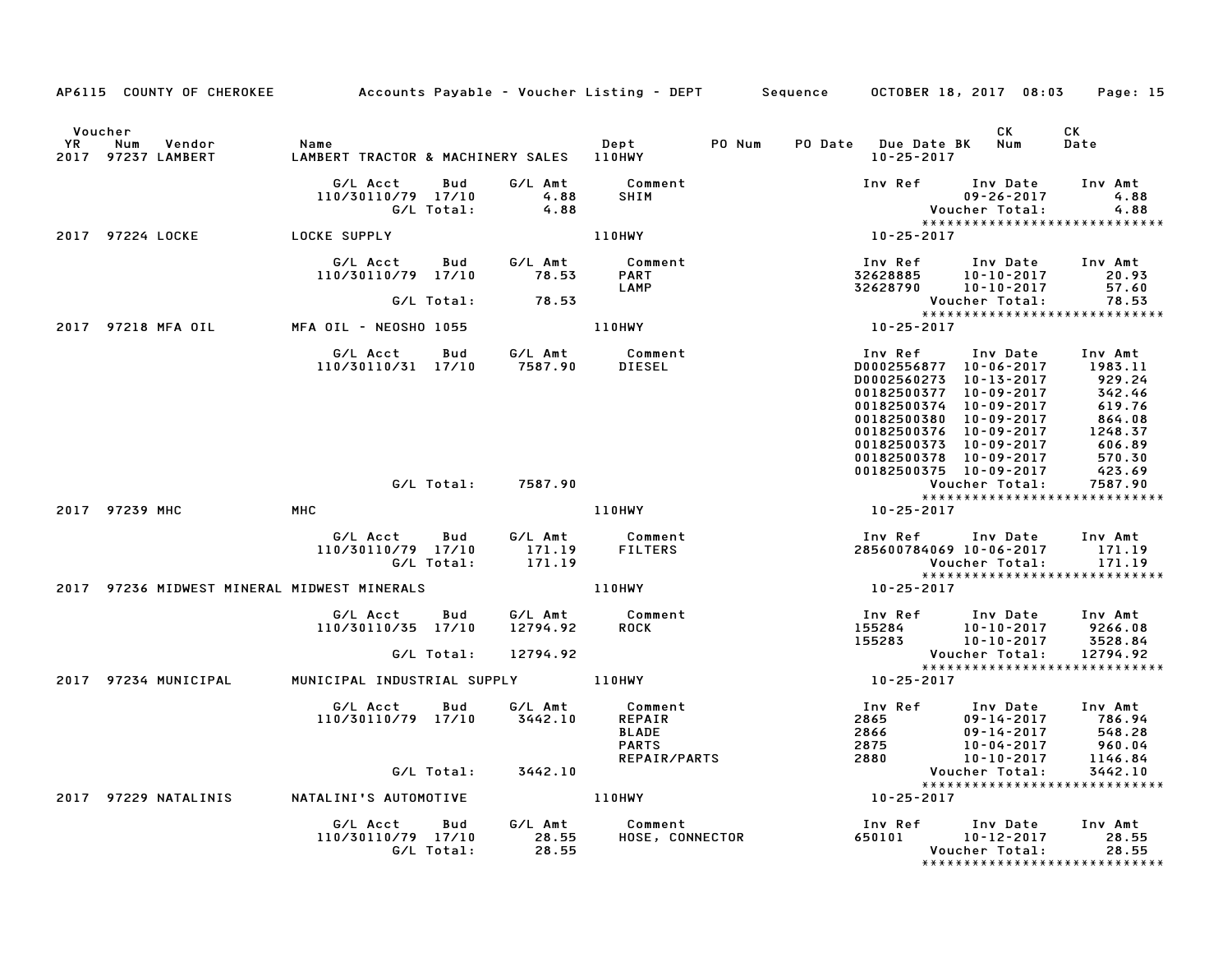AP6115 COUNTY OF CHEROKEE — Accounts Payable - Voucher Listing - DEPT — Sequence — OCTOBER 18, 2017 08:03

| Voucher YR | Num | Vendor | Name | Dept | PO Num | PO Date | Due Date BK | CK Num | CK Date |
|---|---|---|---|---|---|---|---|---|---|
| 2017 | 97237 | LAMBERT | LAMBERT TRACTOR & MACHINERY SALES | 110HWY | | | 10-25-2017 | | |

| G/L Acct | Bud | G/L Amt | Comment | Inv Ref | Inv Date | Inv Amt |
|---|---|---|---|---|---|---|
| 110/30110/79 | 17/10 | 4.88 | SHIM | | 09-26-2017 | 4.88 |
| | G/L Total: | 4.88 | | | Voucher Total: | 4.88 |

| Voucher YR | Num | Vendor | Name | Dept | Due Date |
|---|---|---|---|---|---|
| 2017 | 97224 | LOCKE | LOCKE SUPPLY | 110HWY | 10-25-2017 |

| G/L Acct | Bud | G/L Amt | Comment | Inv Ref | Inv Date | Inv Amt |
|---|---|---|---|---|---|---|
| 110/30110/79 | 17/10 | 78.53 | PART | 32628885 | 10-10-2017 | 20.93 |
| | | | LAMP | 32628790 | 10-10-2017 | 57.60 |
| | G/L Total: | 78.53 | | | Voucher Total: | 78.53 |

| Voucher YR | Num | Vendor | Name | Dept | Due Date |
|---|---|---|---|---|---|
| 2017 | 97218 | MFA OIL | MFA OIL - NEOSHO 1055 | 110HWY | 10-25-2017 |

| G/L Acct | Bud | G/L Amt | Comment | Inv Ref | Inv Date | Inv Amt |
|---|---|---|---|---|---|---|
| 110/30110/31 | 17/10 | 7587.90 | DIESEL | D0002556877 | 10-06-2017 | 1983.11 |
| | | | | D0002560273 | 10-13-2017 | 929.24 |
| | | | | 00182500377 | 10-09-2017 | 342.46 |
| | | | | 00182500374 | 10-09-2017 | 619.76 |
| | | | | 00182500380 | 10-09-2017 | 864.08 |
| | | | | 00182500376 | 10-09-2017 | 1248.37 |
| | | | | 00182500373 | 10-09-2017 | 606.89 |
| | | | | 00182500378 | 10-09-2017 | 570.30 |
| | | | | 00182500375 | 10-09-2017 | 423.69 |
| | G/L Total: | 7587.90 | | | Voucher Total: | 7587.90 |

| Voucher YR | Num | Vendor | Name | Dept | Due Date |
|---|---|---|---|---|---|
| 2017 | 97239 | MHC | MHC | 110HWY | 10-25-2017 |

| G/L Acct | Bud | G/L Amt | Comment | Inv Ref | Inv Date | Inv Amt |
|---|---|---|---|---|---|---|
| 110/30110/79 | 17/10 | 171.19 | FILTERS | 285600784069 | 10-06-2017 | 171.19 |
| | G/L Total: | 171.19 | | | Voucher Total: | 171.19 |

| Voucher YR | Num | Vendor | Name | Dept | Due Date |
|---|---|---|---|---|---|
| 2017 | 97236 | MIDWEST MINERAL | MIDWEST MINERALS | 110HWY | 10-25-2017 |

| G/L Acct | Bud | G/L Amt | Comment | Inv Ref | Inv Date | Inv Amt |
|---|---|---|---|---|---|---|
| 110/30110/35 | 17/10 | 12794.92 | ROCK | 155284 | 10-10-2017 | 9266.08 |
| | | | | 155283 | 10-10-2017 | 3528.84 |
| | G/L Total: | 12794.92 | | | Voucher Total: | 12794.92 |

| Voucher YR | Num | Vendor | Name | Dept | Due Date |
|---|---|---|---|---|---|
| 2017 | 97234 | MUNICIPAL | MUNICIPAL INDUSTRIAL SUPPLY | 110HWY | 10-25-2017 |

| G/L Acct | Bud | G/L Amt | Comment | Inv Ref | Inv Date | Inv Amt |
|---|---|---|---|---|---|---|
| 110/30110/79 | 17/10 | 3442.10 | REPAIR | 2865 | 09-14-2017 | 786.94 |
| | | | BLADE | 2866 | 09-14-2017 | 548.28 |
| | | | PARTS | 2875 | 10-04-2017 | 960.04 |
| | | | REPAIR/PARTS | 2880 | 10-10-2017 | 1146.84 |
| | G/L Total: | 3442.10 | | | Voucher Total: | 3442.10 |

| Voucher YR | Num | Vendor | Name | Dept | Due Date |
|---|---|---|---|---|---|
| 2017 | 97229 | NATALINIS | NATALINI'S AUTOMOTIVE | 110HWY | 10-25-2017 |

| G/L Acct | Bud | G/L Amt | Comment | Inv Ref | Inv Date | Inv Amt |
|---|---|---|---|---|---|---|
| 110/30110/79 | 17/10 | 28.55 | HOSE, CONNECTOR | 650101 | 10-12-2017 | 28.55 |
| | G/L Total: | 28.55 | | | Voucher Total: | 28.55 |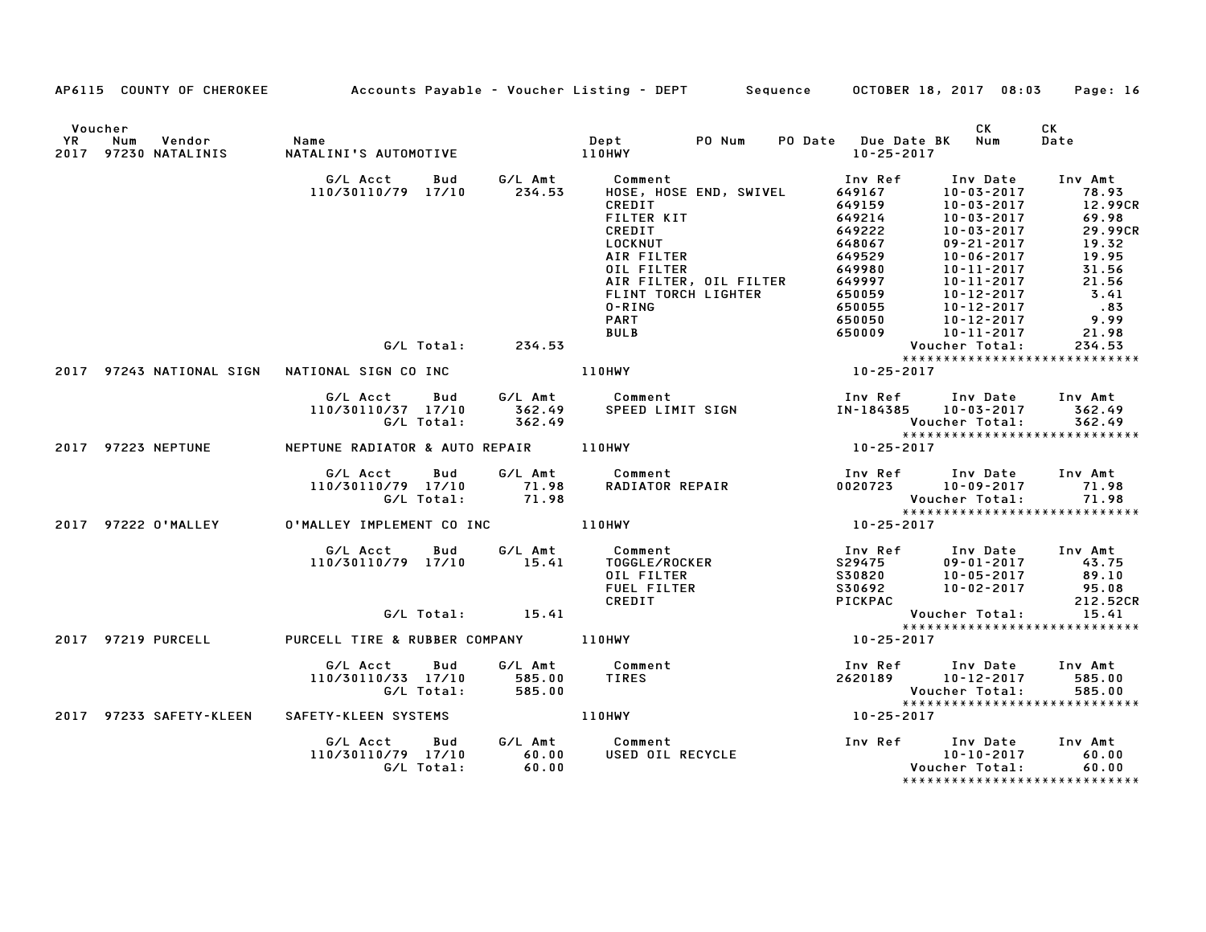AP6115 COUNTY OF CHEROKEE — Accounts Payable - Voucher Listing - DEPT — Sequence — OCTOBER 18, 2017 08:03

| Voucher YR | Num | Vendor | Name | Dept | PO Num | PO Date | Due Date BK | CK Num | CK Date |
|---|---|---|---|---|---|---|---|---|---|
| 2017 | 97230 | NATALINIS | NATALINI'S AUTOMOTIVE | 110HWY | | | 10-25-2017 | | |

| G/L Acct | Bud | G/L Amt | Comment | Inv Ref | Inv Date | Inv Amt |
|---|---|---|---|---|---|---|
| 110/30110/79 | 17/10 | 234.53 | HOSE, HOSE END, SWIVEL | 649167 | 10-03-2017 | 78.93 |
| | | | CREDIT | 649159 | 10-03-2017 | 12.99CR |
| | | | FILTER KIT | 649214 | 10-03-2017 | 69.98 |
| | | | CREDIT | 649222 | 10-03-2017 | 29.99CR |
| | | | LOCKNUT | 648067 | 09-21-2017 | 19.32 |
| | | | AIR FILTER | 649529 | 10-06-2017 | 19.95 |
| | | | OIL FILTER | 649980 | 10-11-2017 | 31.56 |
| | | | AIR FILTER, OIL FILTER | 649997 | 10-11-2017 | 21.56 |
| | | | FLINT TORCH LIGHTER | 650059 | 10-12-2017 | 3.41 |
| | | | O-RING | 650055 | 10-12-2017 | .83 |
| | | | PART | 650050 | 10-12-2017 | 9.99 |
| | | | BULB | 650009 | 10-11-2017 | 21.98 |
| | G/L Total: | 234.53 | | | Voucher Total: | 234.53 |

*****************************

| Voucher YR | Num | Vendor | Name | Dept | Due Date |
|---|---|---|---|---|---|
| 2017 | 97243 | NATIONAL SIGN | NATIONAL SIGN CO INC | 110HWY | 10-25-2017 |

| G/L Acct | Bud | G/L Amt | Comment | Inv Ref | Inv Date | Inv Amt |
|---|---|---|---|---|---|---|
| 110/30110/37 | 17/10 | 362.49 | SPEED LIMIT SIGN | IN-184385 | 10-03-2017 | 362.49 |
| | G/L Total: | 362.49 | | | Voucher Total: | 362.49 |

*****************************

| Voucher YR | Num | Vendor | Name | Dept | Due Date |
|---|---|---|---|---|---|
| 2017 | 97223 | NEPTUNE | NEPTUNE RADIATOR & AUTO REPAIR | 110HWY | 10-25-2017 |

| G/L Acct | Bud | G/L Amt | Comment | Inv Ref | Inv Date | Inv Amt |
|---|---|---|---|---|---|---|
| 110/30110/79 | 17/10 | 71.98 | RADIATOR REPAIR | 0020723 | 10-09-2017 | 71.98 |
| | G/L Total: | 71.98 | | | Voucher Total: | 71.98 |

*****************************

| Voucher YR | Num | Vendor | Name | Dept | Due Date |
|---|---|---|---|---|---|
| 2017 | 97222 | O'MALLEY | O'MALLEY IMPLEMENT CO INC | 110HWY | 10-25-2017 |

| G/L Acct | Bud | G/L Amt | Comment | Inv Ref | Inv Date | Inv Amt |
|---|---|---|---|---|---|---|
| 110/30110/79 | 17/10 | 15.41 | TOGGLE/ROCKER | S29475 | 09-01-2017 | 43.75 |
| | | | OIL FILTER | S30820 | 10-05-2017 | 89.10 |
| | | | FUEL FILTER | S30692 | 10-02-2017 | 95.08 |
| | | | CREDIT | PICKPAC | | 212.52CR |
| | G/L Total: | 15.41 | | | Voucher Total: | 15.41 |

*****************************

| Voucher YR | Num | Vendor | Name | Dept | Due Date |
|---|---|---|---|---|---|
| 2017 | 97219 | PURCELL | PURCELL TIRE & RUBBER COMPANY | 110HWY | 10-25-2017 |

| G/L Acct | Bud | G/L Amt | Comment | Inv Ref | Inv Date | Inv Amt |
|---|---|---|---|---|---|---|
| 110/30110/33 | 17/10 | 585.00 | TIRES | 2620189 | 10-12-2017 | 585.00 |
| | G/L Total: | 585.00 | | | Voucher Total: | 585.00 |

*****************************

| Voucher YR | Num | Vendor | Name | Dept | Due Date |
|---|---|---|---|---|---|
| 2017 | 97233 | SAFETY-KLEEN | SAFETY-KLEEN SYSTEMS | 110HWY | 10-25-2017 |

| G/L Acct | Bud | G/L Amt | Comment | Inv Ref | Inv Date | Inv Amt |
|---|---|---|---|---|---|---|
| 110/30110/79 | 17/10 | 60.00 | USED OIL RECYCLE | | 10-10-2017 | 60.00 |
| | G/L Total: | 60.00 | | | Voucher Total: | 60.00 |

*****************************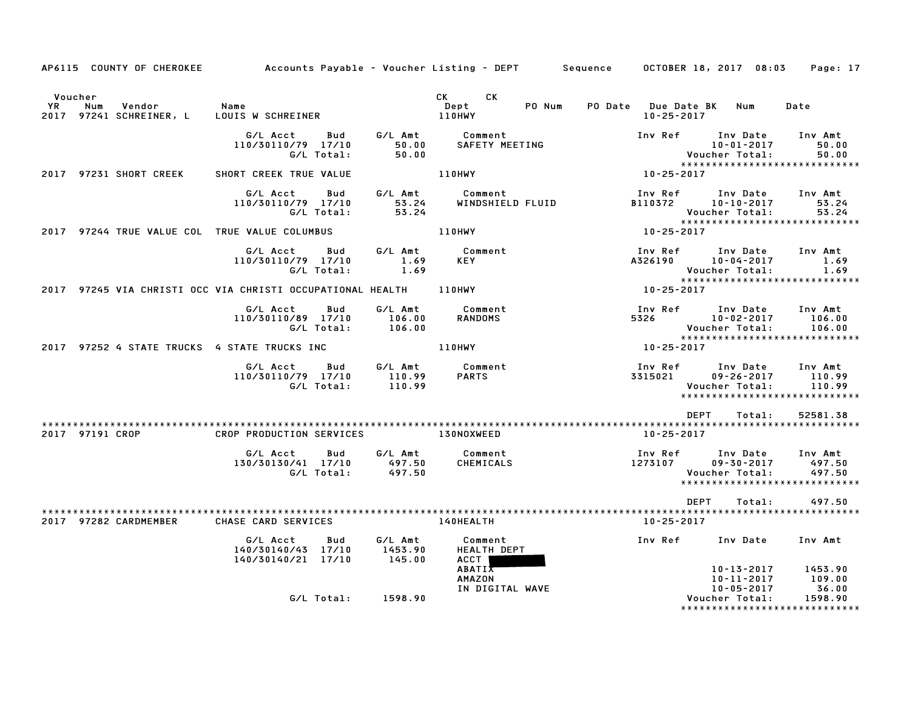AP6115 COUNTY OF CHEROKEE — Accounts Payable - Voucher Listing - DEPT — Sequence — OCTOBER 18, 2017 08:03

| Voucher YR | Num | Vendor | Name | CK Dept | CK | PO Num | PO Date | Due Date BK | Num | Date |
|---|---|---|---|---|---|---|---|---|---|---|
| 2017 | 97241 | SCHREINER, L | LOUIS W SCHREINER | 110HWY | | | | 10-25-2017 | | |

| G/L Acct | Bud | G/L Amt | Comment | Inv Ref | Inv Date | Inv Amt |
|---|---|---|---|---|---|---|
| 110/30110/79 | 17/10 | 50.00 | SAFETY MEETING | | 10-01-2017 | 50.00 |
| | G/L Total: | 50.00 | | | Voucher Total: | 50.00 |

****************************

| Voucher YR | Num | Vendor | Name | CK Dept | Due Date |
|---|---|---|---|---|---|
| 2017 | 97231 | SHORT CREEK | SHORT CREEK TRUE VALUE | 110HWY | 10-25-2017 |

| G/L Acct | Bud | G/L Amt | Comment | Inv Ref | Inv Date | Inv Amt |
|---|---|---|---|---|---|---|
| 110/30110/79 | 17/10 | 53.24 | WINDSHIELD FLUID | B110372 | 10-10-2017 | 53.24 |
| | G/L Total: | 53.24 | | | Voucher Total: | 53.24 |

****************************

| Voucher YR | Num | Vendor | Name | CK Dept | Due Date |
|---|---|---|---|---|---|
| 2017 | 97244 | TRUE VALUE COL | TRUE VALUE COLUMBUS | 110HWY | 10-25-2017 |

| G/L Acct | Bud | G/L Amt | Comment | Inv Ref | Inv Date | Inv Amt |
|---|---|---|---|---|---|---|
| 110/30110/79 | 17/10 | 1.69 | KEY | A326190 | 10-04-2017 | 1.69 |
| | G/L Total: | 1.69 | | | Voucher Total: | 1.69 |

****************************

| Voucher YR | Num | Vendor | Name | CK Dept | Due Date |
|---|---|---|---|---|---|
| 2017 | 97245 | VIA CHRISTI OCC | VIA CHRISTI OCCUPATIONAL HEALTH | 110HWY | 10-25-2017 |

| G/L Acct | Bud | G/L Amt | Comment | Inv Ref | Inv Date | Inv Amt |
|---|---|---|---|---|---|---|
| 110/30110/89 | 17/10 | 106.00 | RANDOMS | 5326 | 10-02-2017 | 106.00 |
| | G/L Total: | 106.00 | | | Voucher Total: | 106.00 |

****************************

| Voucher YR | Num | Vendor | Name | CK Dept | Due Date |
|---|---|---|---|---|---|
| 2017 | 97252 | 4 STATE TRUCKS | 4 STATE TRUCKS INC | 110HWY | 10-25-2017 |

| G/L Acct | Bud | G/L Amt | Comment | Inv Ref | Inv Date | Inv Amt |
|---|---|---|---|---|---|---|
| 110/30110/79 | 17/10 | 110.99 | PARTS | 3315021 | 09-26-2017 | 110.99 |
| | G/L Total: | 110.99 | | | Voucher Total: | 110.99 |

****************************

DEPT Total: 52581.38

****************************

| Voucher YR | Num | Vendor | Name | CK Dept | Due Date |
|---|---|---|---|---|---|
| 2017 | 97191 | CROP | CROP PRODUCTION SERVICES | 130NOXWEED | 10-25-2017 |

| G/L Acct | Bud | G/L Amt | Comment | Inv Ref | Inv Date | Inv Amt |
|---|---|---|---|---|---|---|
| 130/30130/41 | 17/10 | 497.50 | CHEMICALS | 1273107 | 09-30-2017 | 497.50 |
| | G/L Total: | 497.50 | | | Voucher Total: | 497.50 |

****************************

DEPT Total: 497.50

****************************

| Voucher YR | Num | Vendor | Name | CK Dept | Due Date |
|---|---|---|---|---|---|
| 2017 | 97282 | CARDMEMBER | CHASE CARD SERVICES | 140HEALTH | 10-25-2017 |

| G/L Acct | Bud | G/L Amt | Comment | Inv Ref | Inv Date | Inv Amt |
|---|---|---|---|---|---|---|
| 140/30140/43 | 17/10 | 1453.90 | HEALTH DEPT | | | |
| 140/30140/21 | 17/10 | 145.00 | ACCT [REDACTED] | | | |
| | | | ABATIX | | 10-13-2017 | 1453.90 |
| | | | AMAZON | | 10-11-2017 | 109.00 |
| | | | IN DIGITAL WAVE | | 10-05-2017 | 36.00 |
| | G/L Total: | 1598.90 | | | Voucher Total: | 1598.90 |

****************************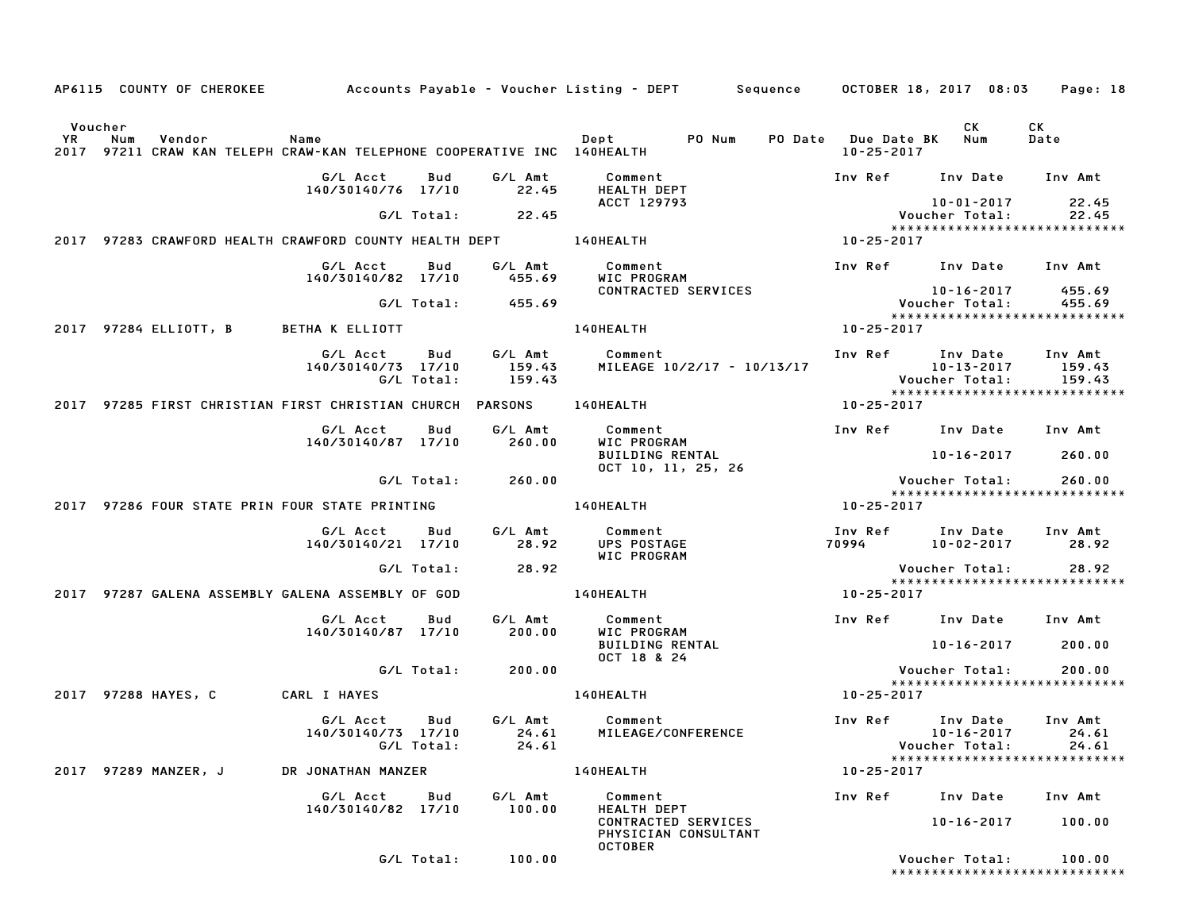AP6115 COUNTY OF CHEROKEE Accounts Payable - Voucher Listing - DEPT Sequence OCTOBER 18, 2017 08:03 Page: 18

| Voucher YR | Num | Vendor | Name | Dept | PO Num | PO Date | Due Date BK | CK Num | CK Date |
|---|---|---|---|---|---|---|---|---|---|
| 2017 | 97211 | CRAW KAN TELEPH | CRAW-KAN TELEPHONE COOPERATIVE INC | 140HEALTH | | | 10-25-2017 | | |

| G/L Acct | Bud | G/L Amt | Comment | Inv Ref | Inv Date | Inv Amt |
|---|---|---|---|---|---|---|
| 140/30140/76 | 17/10 | 22.45 | HEALTH DEPT ACCT 129793 | | 10-01-2017 | 22.45 |
| | G/L Total: | 22.45 | | | Voucher Total: | 22.45 |

| Voucher YR | Num | Vendor | Name | Dept | Due Date |
|---|---|---|---|---|---|
| 2017 | 97283 | CRAWFORD HEALTH | CRAWFORD COUNTY HEALTH DEPT | 140HEALTH | 10-25-2017 |

| G/L Acct | Bud | G/L Amt | Comment | Inv Ref | Inv Date | Inv Amt |
|---|---|---|---|---|---|---|
| 140/30140/82 | 17/10 | 455.69 | WIC PROGRAM CONTRACTED SERVICES | | 10-16-2017 | 455.69 |
| | G/L Total: | 455.69 | | | Voucher Total: | 455.69 |

| Voucher YR | Num | Vendor | Name | Dept | Due Date |
|---|---|---|---|---|---|
| 2017 | 97284 | ELLIOTT, B | BETHA K ELLIOTT | 140HEALTH | 10-25-2017 |

| G/L Acct | Bud | G/L Amt | Comment | Inv Ref | Inv Date | Inv Amt |
|---|---|---|---|---|---|---|
| 140/30140/73 | 17/10 | 159.43 | MILEAGE 10/2/17 - 10/13/17 | | 10-13-2017 | 159.43 |
| | G/L Total: | 159.43 | | | Voucher Total: | 159.43 |

| Voucher YR | Num | Vendor | Name | Dept | Due Date |
|---|---|---|---|---|---|
| 2017 | 97285 | FIRST CHRISTIAN | FIRST CHRISTIAN CHURCH PARSONS | 140HEALTH | 10-25-2017 |

| G/L Acct | Bud | G/L Amt | Comment | Inv Ref | Inv Date | Inv Amt |
|---|---|---|---|---|---|---|
| 140/30140/87 | 17/10 | 260.00 | WIC PROGRAM BUILDING RENTAL OCT 10, 11, 25, 26 | | 10-16-2017 | 260.00 |
| | G/L Total: | 260.00 | | | Voucher Total: | 260.00 |

| Voucher YR | Num | Vendor | Name | Dept | Due Date |
|---|---|---|---|---|---|
| 2017 | 97286 | FOUR STATE PRIN | FOUR STATE PRINTING | 140HEALTH | 10-25-2017 |

| G/L Acct | Bud | G/L Amt | Comment | Inv Ref | Inv Date | Inv Amt |
|---|---|---|---|---|---|---|
| 140/30140/21 | 17/10 | 28.92 | UPS POSTAGE WIC PROGRAM | 70994 | 10-02-2017 | 28.92 |
| | G/L Total: | 28.92 | | | Voucher Total: | 28.92 |

| Voucher YR | Num | Vendor | Name | Dept | Due Date |
|---|---|---|---|---|---|
| 2017 | 97287 | GALENA ASSEMBLY | GALENA ASSEMBLY OF GOD | 140HEALTH | 10-25-2017 |

| G/L Acct | Bud | G/L Amt | Comment | Inv Ref | Inv Date | Inv Amt |
|---|---|---|---|---|---|---|
| 140/30140/87 | 17/10 | 200.00 | WIC PROGRAM BUILDING RENTAL OCT 18 & 24 | | 10-16-2017 | 200.00 |
| | G/L Total: | 200.00 | | | Voucher Total: | 200.00 |

| Voucher YR | Num | Vendor | Name | Dept | Due Date |
|---|---|---|---|---|---|
| 2017 | 97288 | HAYES, C | CARL I HAYES | 140HEALTH | 10-25-2017 |

| G/L Acct | Bud | G/L Amt | Comment | Inv Ref | Inv Date | Inv Amt |
|---|---|---|---|---|---|---|
| 140/30140/73 | 17/10 | 24.61 | MILEAGE/CONFERENCE | | 10-16-2017 | 24.61 |
| | G/L Total: | 24.61 | | | Voucher Total: | 24.61 |

| Voucher YR | Num | Vendor | Name | Dept | Due Date |
|---|---|---|---|---|---|
| 2017 | 97289 | MANZER, J | DR JONATHAN MANZER | 140HEALTH | 10-25-2017 |

| G/L Acct | Bud | G/L Amt | Comment | Inv Ref | Inv Date | Inv Amt |
|---|---|---|---|---|---|---|
| 140/30140/82 | 17/10 | 100.00 | HEALTH DEPT CONTRACTED SERVICES PHYSICIAN CONSULTANT OCTOBER | | 10-16-2017 | 100.00 |
| | G/L Total: | 100.00 | | | Voucher Total: | 100.00 |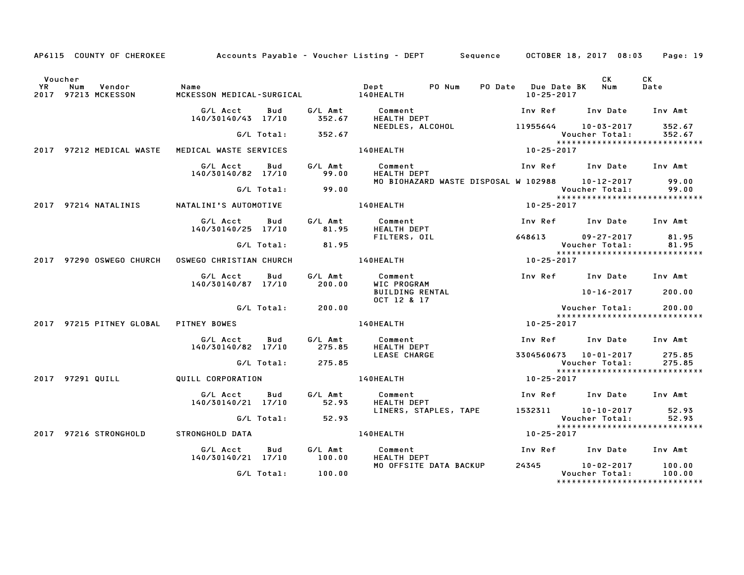AP6115 COUNTY OF CHEROKEE Accounts Payable - Voucher Listing - DEPT Sequence OCTOBER 18, 2017 08:03

| Voucher YR | Num | Vendor | Name | Dept | PO Num | PO Date | Due Date BK | CK Num | CK Date |
|---|---|---|---|---|---|---|---|---|---|
| 2017 | 97213 | MCKESSON | MCKESSON MEDICAL-SURGICAL | 140HEALTH | | | 10-25-2017 | | |

| G/L Acct | Bud | G/L Amt | Comment | Inv Ref | Inv Date | Inv Amt |
|---|---|---|---|---|---|---|
| 140/30140/43 | 17/10 | 352.67 | HEALTH DEPT | | | |
| | | | NEEDLES, ALCOHOL | 11955644 | 10-03-2017 | 352.67 |
| | G/L Total: | 352.67 | | | Voucher Total: | 352.67 |

*****************************

| Voucher YR | Num | Vendor | Name | Dept | Due Date BK |
|---|---|---|---|---|---|
| 2017 | 97212 | MEDICAL WASTE | MEDICAL WASTE SERVICES | 140HEALTH | 10-25-2017 |

| G/L Acct | Bud | G/L Amt | Comment | Inv Ref | Inv Date | Inv Amt |
|---|---|---|---|---|---|---|
| 140/30140/82 | 17/10 | 99.00 | HEALTH DEPT | | | |
| | | | MO BIOHAZARD WASTE DISPOSAL W | 102988 | 10-12-2017 | 99.00 |
| | G/L Total: | 99.00 | | | Voucher Total: | 99.00 |

*****************************

| Voucher YR | Num | Vendor | Name | Dept | Due Date BK |
|---|---|---|---|---|---|
| 2017 | 97214 | NATALINIS | NATALINI'S AUTOMOTIVE | 140HEALTH | 10-25-2017 |

| G/L Acct | Bud | G/L Amt | Comment | Inv Ref | Inv Date | Inv Amt |
|---|---|---|---|---|---|---|
| 140/30140/25 | 17/10 | 81.95 | HEALTH DEPT | | | |
| | | | FILTERS, OIL | 648613 | 09-27-2017 | 81.95 |
| | G/L Total: | 81.95 | | | Voucher Total: | 81.95 |

*****************************

| Voucher YR | Num | Vendor | Name | Dept | Due Date BK |
|---|---|---|---|---|---|
| 2017 | 97290 | OSWEGO CHURCH | OSWEGO CHRISTIAN CHURCH | 140HEALTH | 10-25-2017 |

| G/L Acct | Bud | G/L Amt | Comment | Inv Ref | Inv Date | Inv Amt |
|---|---|---|---|---|---|---|
| 140/30140/87 | 17/10 | 200.00 | WIC PROGRAM | | | |
| | | | BUILDING RENTAL | | 10-16-2017 | 200.00 |
| | | | OCT 12 & 17 | | | |
| | G/L Total: | 200.00 | | | Voucher Total: | 200.00 |

*****************************

| Voucher YR | Num | Vendor | Name | Dept | Due Date BK |
|---|---|---|---|---|---|
| 2017 | 97215 | PITNEY GLOBAL | PITNEY BOWES | 140HEALTH | 10-25-2017 |

| G/L Acct | Bud | G/L Amt | Comment | Inv Ref | Inv Date | Inv Amt |
|---|---|---|---|---|---|---|
| 140/30140/82 | 17/10 | 275.85 | HEALTH DEPT | | | |
| | | | LEASE CHARGE | 3304560673 | 10-01-2017 | 275.85 |
| | G/L Total: | 275.85 | | | Voucher Total: | 275.85 |

*****************************

| Voucher YR | Num | Vendor | Name | Dept | Due Date BK |
|---|---|---|---|---|---|
| 2017 | 97291 | QUILL | QUILL CORPORATION | 140HEALTH | 10-25-2017 |

| G/L Acct | Bud | G/L Amt | Comment | Inv Ref | Inv Date | Inv Amt |
|---|---|---|---|---|---|---|
| 140/30140/21 | 17/10 | 52.93 | HEALTH DEPT | | | |
| | | | LINERS, STAPLES, TAPE | 1532311 | 10-10-2017 | 52.93 |
| | G/L Total: | 52.93 | | | Voucher Total: | 52.93 |

*****************************

| Voucher YR | Num | Vendor | Name | Dept | Due Date BK |
|---|---|---|---|---|---|
| 2017 | 97216 | STRONGHOLD | STRONGHOLD DATA | 140HEALTH | 10-25-2017 |

| G/L Acct | Bud | G/L Amt | Comment | Inv Ref | Inv Date | Inv Amt |
|---|---|---|---|---|---|---|
| 140/30140/21 | 17/10 | 100.00 | HEALTH DEPT | | | |
| | | | MO OFFSITE DATA BACKUP | 24345 | 10-02-2017 | 100.00 |
| | G/L Total: | 100.00 | | | Voucher Total: | 100.00 |

*****************************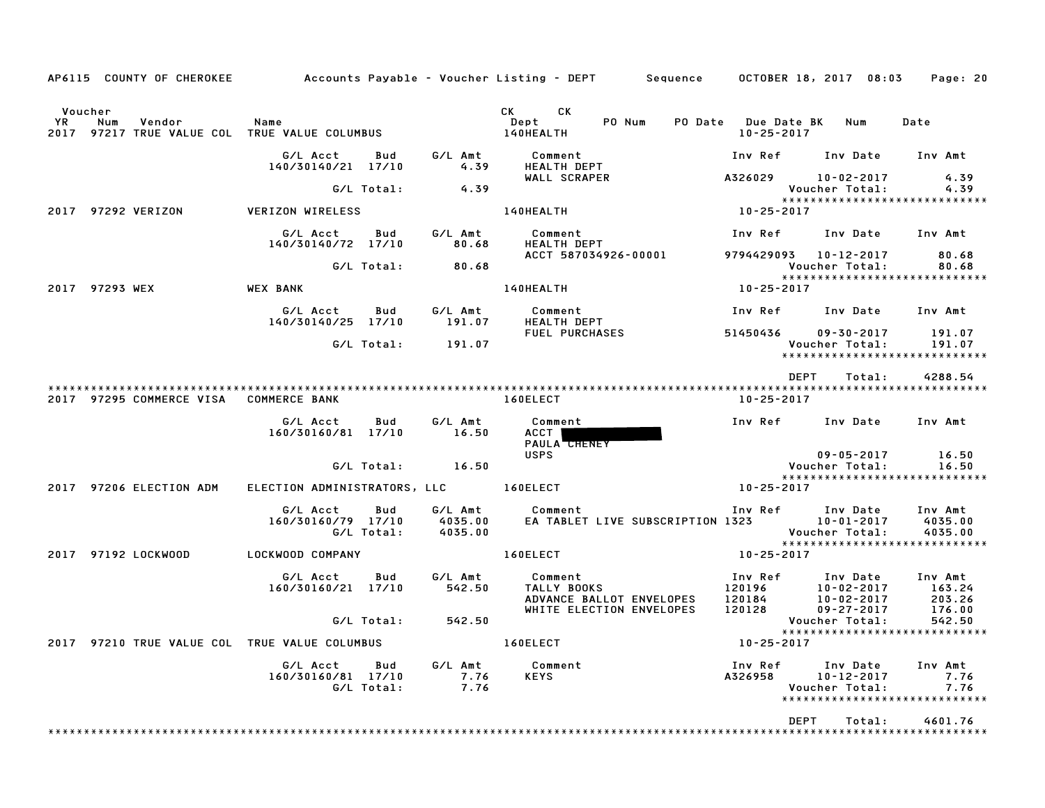AP6115 COUNTY OF CHEROKEE — Accounts Payable - Voucher Listing - DEPT — Sequence — OCTOBER 18, 2017 08:03

| Voucher YR | Num | Vendor | Name | CK Dept | CK PO Num | PO Date | Due Date BK | Num | Date |
|---|---|---|---|---|---|---|---|---|---|
| 2017 | 97217 | TRUE VALUE COL | TRUE VALUE COLUMBUS | 140HEALTH | | | 10-25-2017 | | |

| G/L Acct | Bud | G/L Amt | Comment | Inv Ref | Inv Date | Inv Amt |
|---|---|---|---|---|---|---|
| 140/30140/21 | 17/10 | 4.39 | HEALTH DEPT | | | |
| | | | WALL SCRAPER | A326029 | 10-02-2017 | 4.39 |
| | G/L Total: | 4.39 | | | Voucher Total: | 4.39 |

2017 97292 VERIZON — VERIZON WIRELESS — 140HEALTH — 10-25-2017

| G/L Acct | Bud | G/L Amt | Comment | Inv Ref | Inv Date | Inv Amt |
|---|---|---|---|---|---|---|
| 140/30140/72 | 17/10 | 80.68 | HEALTH DEPT | | | |
| | | | ACCT 587034926-00001 | 9794429093 | 10-12-2017 | 80.68 |
| | G/L Total: | 80.68 | | | Voucher Total: | 80.68 |

2017 97293 WEX — WEX BANK — 140HEALTH — 10-25-2017

| G/L Acct | Bud | G/L Amt | Comment | Inv Ref | Inv Date | Inv Amt |
|---|---|---|---|---|---|---|
| 140/30140/25 | 17/10 | 191.07 | HEALTH DEPT | | | |
| | | | FUEL PURCHASES | 51450436 | 09-30-2017 | 191.07 |
| | G/L Total: | 191.07 | | | Voucher Total: | 191.07 |

DEPT Total: 4288.54

2017 97295 COMMERCE VISA — COMMERCE BANK — 160ELECT — 10-25-2017

| G/L Acct | Bud | G/L Amt | Comment | Inv Ref | Inv Date | Inv Amt |
|---|---|---|---|---|---|---|
| 160/30160/81 | 17/10 | 16.50 | ACCT [REDACTED] | | | |
| | | | PAULA CHENEY | | | |
| | | | USPS | | 09-05-2017 | 16.50 |
| | G/L Total: | 16.50 | | | Voucher Total: | 16.50 |

2017 97206 ELECTION ADM — ELECTION ADMINISTRATORS, LLC — 160ELECT — 10-25-2017

| G/L Acct | Bud | G/L Amt | Comment | Inv Ref | Inv Date | Inv Amt |
|---|---|---|---|---|---|---|
| 160/30160/79 | 17/10 | 4035.00 | EA TABLET LIVE SUBSCRIPTION | 1323 | 10-01-2017 | 4035.00 |
| | G/L Total: | 4035.00 | | | Voucher Total: | 4035.00 |

2017 97192 LOCKWOOD — LOCKWOOD COMPANY — 160ELECT — 10-25-2017

| G/L Acct | Bud | G/L Amt | Comment | Inv Ref | Inv Date | Inv Amt |
|---|---|---|---|---|---|---|
| 160/30160/21 | 17/10 | 542.50 | TALLY BOOKS | 120196 | 10-02-2017 | 163.24 |
| | | | ADVANCE BALLOT ENVELOPES | 120184 | 10-02-2017 | 203.26 |
| | | | WHITE ELECTION ENVELOPES | 120128 | 09-27-2017 | 176.00 |
| | G/L Total: | 542.50 | | | Voucher Total: | 542.50 |

2017 97210 TRUE VALUE COL — TRUE VALUE COLUMBUS — 160ELECT — 10-25-2017

| G/L Acct | Bud | G/L Amt | Comment | Inv Ref | Inv Date | Inv Amt |
|---|---|---|---|---|---|---|
| 160/30160/81 | 17/10 | 7.76 | KEYS | A326958 | 10-12-2017 | 7.76 |
| | G/L Total: | 7.76 | | | Voucher Total: | 7.76 |

DEPT Total: 4601.76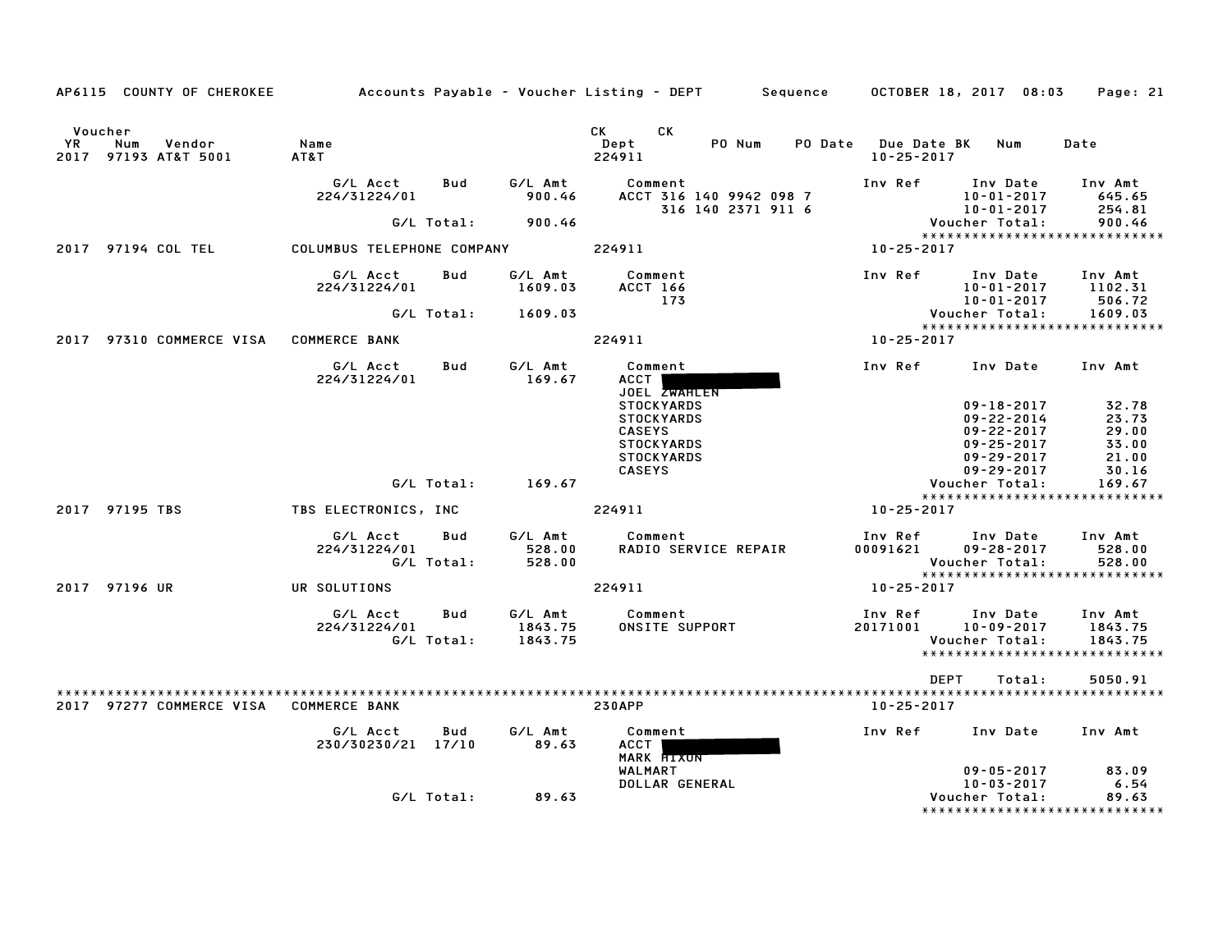AP6115 COUNTY OF CHEROKEE — Accounts Payable - Voucher Listing - DEPT — Sequence — OCTOBER 18, 2017 08:03

| Voucher YR | Num | Vendor | Name | CK Dept | CK | PO Num | PO Date | Due Date | BK | Num | Date |
|---|---|---|---|---|---|---|---|---|---|---|---|
| 2017 | 97193 | AT&T 5001 | AT&T | 224911 | | | | 10-25-2017 | | | |

| G/L Acct | Bud | G/L Amt | Comment | Inv Ref | Inv Date | Inv Amt |
|---|---|---|---|---|---|---|
| 224/31224/01 | | 900.46 | ACCT 316 140 9942 098 7 | | 10-01-2017 | 645.65 |
| | | | 316 140 2371 911 6 | | 10-01-2017 | 254.81 |
| | G/L Total: | 900.46 | | | Voucher Total: | 900.46 |

| Voucher YR | Num | Vendor | Name | CK Dept | Due Date |
|---|---|---|---|---|---|
| 2017 | 97194 | COL TEL | COLUMBUS TELEPHONE COMPANY | 224911 | 10-25-2017 |

| G/L Acct | Bud | G/L Amt | Comment | Inv Ref | Inv Date | Inv Amt |
|---|---|---|---|---|---|---|
| 224/31224/01 | | 1609.03 | ACCT 166 | | 10-01-2017 | 1102.31 |
| | | | 173 | | 10-01-2017 | 506.72 |
| | G/L Total: | 1609.03 | | | Voucher Total: | 1609.03 |

| Voucher YR | Num | Vendor | Name | CK Dept | Due Date |
|---|---|---|---|---|---|
| 2017 | 97310 | COMMERCE VISA | COMMERCE BANK | 224911 | 10-25-2017 |

| G/L Acct | Bud | G/L Amt | Comment | Inv Ref | Inv Date | Inv Amt |
|---|---|---|---|---|---|---|
| 224/31224/01 | | 169.67 | ACCT [REDACTED] | | | |
| | | | JOEL ZWAHLEN | | | |
| | | | STOCKYARDS | | 09-18-2017 | 32.78 |
| | | | STOCKYARDS | | 09-22-2014 | 23.73 |
| | | | CASEYS | | 09-22-2017 | 29.00 |
| | | | STOCKYARDS | | 09-25-2017 | 33.00 |
| | | | STOCKYARDS | | 09-29-2017 | 21.00 |
| | | | CASEYS | | 09-29-2017 | 30.16 |
| | G/L Total: | 169.67 | | | Voucher Total: | 169.67 |

| Voucher YR | Num | Vendor | Name | CK Dept | Due Date |
|---|---|---|---|---|---|
| 2017 | 97195 | TBS | TBS ELECTRONICS, INC | 224911 | 10-25-2017 |

| G/L Acct | Bud | G/L Amt | Comment | Inv Ref | Inv Date | Inv Amt |
|---|---|---|---|---|---|---|
| 224/31224/01 | | 528.00 | RADIO SERVICE REPAIR | 00091621 | 09-28-2017 | 528.00 |
| | G/L Total: | 528.00 | | | Voucher Total: | 528.00 |

| Voucher YR | Num | Vendor | Name | CK Dept | Due Date |
|---|---|---|---|---|---|
| 2017 | 97196 | UR | UR SOLUTIONS | 224911 | 10-25-2017 |

| G/L Acct | Bud | G/L Amt | Comment | Inv Ref | Inv Date | Inv Amt |
|---|---|---|---|---|---|---|
| 224/31224/01 | | 1843.75 | ONSITE SUPPORT | 20171001 | 10-09-2017 | 1843.75 |
| | G/L Total: | 1843.75 | | | Voucher Total: | 1843.75 |

DEPT Total: 5050.91

| Voucher YR | Num | Vendor | Name | CK Dept | Due Date |
|---|---|---|---|---|---|
| 2017 | 97277 | COMMERCE VISA | COMMERCE BANK | 230APP | 10-25-2017 |

| G/L Acct | Bud | G/L Amt | Comment | Inv Ref | Inv Date | Inv Amt |
|---|---|---|---|---|---|---|
| 230/30230/21 | 17/10 | 89.63 | ACCT [REDACTED] | | | |
| | | | MARK HIXON | | | |
| | | | WALMART | | 09-05-2017 | 83.09 |
| | | | DOLLAR GENERAL | | 10-03-2017 | 6.54 |
| | G/L Total: | 89.63 | | | Voucher Total: | 89.63 |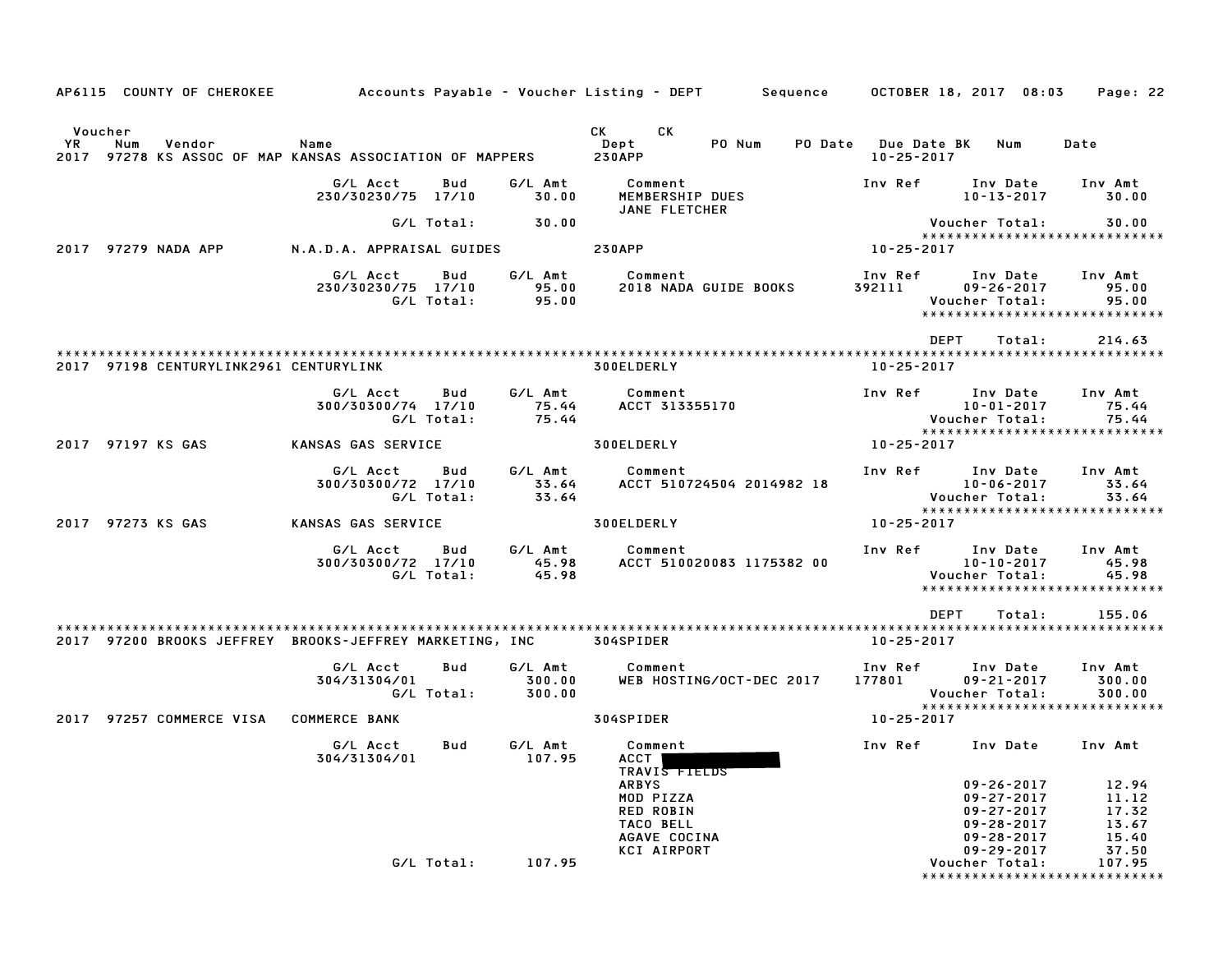AP6115 COUNTY OF CHEROKEE Accounts Payable - Voucher Listing - DEPT Sequence OCTOBER 18, 2017 08:03

| Voucher YR | Num | Vendor | Name | CK Dept | CK | PO Num | PO Date | Due Date BK | Num | Date |
|---|---|---|---|---|---|---|---|---|---|---|
| 2017 | 97278 | KS ASSOC OF MAP | KANSAS ASSOCIATION OF MAPPERS | 230APP | | | | 10-25-2017 | | |

| G/L Acct | Bud | G/L Amt | Comment | Inv Ref | Inv Date | Inv Amt |
|---|---|---|---|---|---|---|
| 230/30230/75 | 17/10 | 30.00 | MEMBERSHIP DUES JANE FLETCHER | | 10-13-2017 | 30.00 |
| | G/L Total: | 30.00 | | | Voucher Total: | 30.00 |

2017 97279 NADA APP N.A.D.A. APPRAISAL GUIDES 230APP 10-25-2017

| G/L Acct | Bud | G/L Amt | Comment | Inv Ref | Inv Date | Inv Amt |
|---|---|---|---|---|---|---|
| 230/30230/75 | 17/10 | 95.00 | 2018 NADA GUIDE BOOKS | 392111 | 09-26-2017 | 95.00 |
| | G/L Total: | 95.00 | | | Voucher Total: | 95.00 |

DEPT Total: 214.63

2017 97198 CENTURYLINK2961 CENTURYLINK 300ELDERLY 10-25-2017

| G/L Acct | Bud | G/L Amt | Comment | Inv Ref | Inv Date | Inv Amt |
|---|---|---|---|---|---|---|
| 300/30300/74 | 17/10 | 75.44 | ACCT 313355170 | | 10-01-2017 | 75.44 |
| | G/L Total: | 75.44 | | | Voucher Total: | 75.44 |

2017 97197 KS GAS KANSAS GAS SERVICE 300ELDERLY 10-25-2017

| G/L Acct | Bud | G/L Amt | Comment | Inv Ref | Inv Date | Inv Amt |
|---|---|---|---|---|---|---|
| 300/30300/72 | 17/10 | 33.64 | ACCT 510724504 2014982 18 | | 10-06-2017 | 33.64 |
| | G/L Total: | 33.64 | | | Voucher Total: | 33.64 |

2017 97273 KS GAS KANSAS GAS SERVICE 300ELDERLY 10-25-2017

| G/L Acct | Bud | G/L Amt | Comment | Inv Ref | Inv Date | Inv Amt |
|---|---|---|---|---|---|---|
| 300/30300/72 | 17/10 | 45.98 | ACCT 510020083 1175382 00 | | 10-10-2017 | 45.98 |
| | G/L Total: | 45.98 | | | Voucher Total: | 45.98 |

DEPT Total: 155.06

2017 97200 BROOKS JEFFREY BROOKS-JEFFREY MARKETING, INC 304SPIDER 10-25-2017

| G/L Acct | Bud | G/L Amt | Comment | Inv Ref | Inv Date | Inv Amt |
|---|---|---|---|---|---|---|
| 304/31304/01 | | 300.00 | WEB HOSTING/OCT-DEC 2017 | 177801 | 09-21-2017 | 300.00 |
| | G/L Total: | 300.00 | | | Voucher Total: | 300.00 |

2017 97257 COMMERCE VISA COMMERCE BANK 304SPIDER 10-25-2017

| G/L Acct | Bud | G/L Amt | Comment | Inv Ref | Inv Date | Inv Amt |
|---|---|---|---|---|---|---|
| 304/31304/01 | | 107.95 | ACCT [REDACTED] TRAVIS FIELDS | | | |
| | | | ARBYS | | 09-26-2017 | 12.94 |
| | | | MOD PIZZA | | 09-27-2017 | 11.12 |
| | | | RED ROBIN | | 09-27-2017 | 17.32 |
| | | | TACO BELL | | 09-28-2017 | 13.67 |
| | | | AGAVE COCINA | | 09-28-2017 | 15.40 |
| | | | KCI AIRPORT | | 09-29-2017 | 37.50 |
| | G/L Total: | 107.95 | | | Voucher Total: | 107.95 |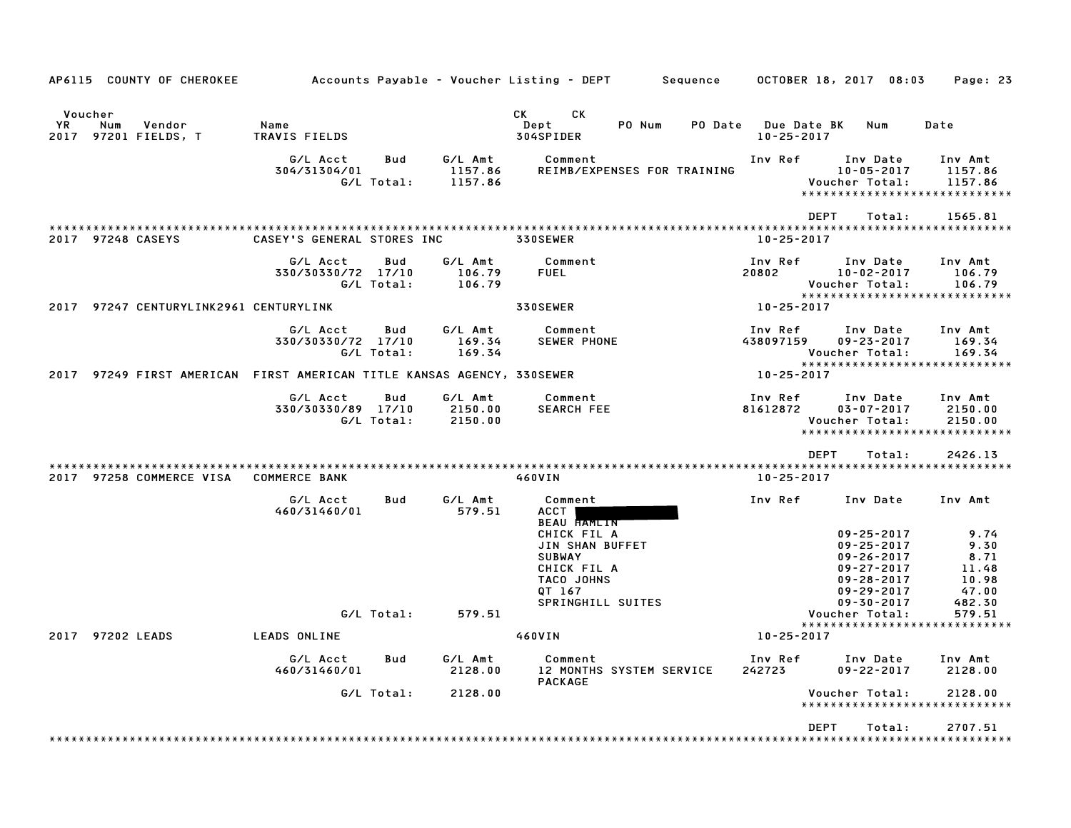AP6115 COUNTY OF CHEROKEE — Accounts Payable - Voucher Listing - DEPT — Sequence — OCTOBER 18, 2017 08:03

| Voucher YR | Num | Vendor | Name | CK Dept | CK PO Num | PO Date | Due Date BK | Num | Date |
|---|---|---|---|---|---|---|---|---|---|
| 2017 | 97201 | FIELDS, T | TRAVIS FIELDS | 304SPIDER | | | 10-25-2017 | | |

| G/L Acct | Bud | G/L Amt | Comment | Inv Ref | Inv Date | Inv Amt |
|---|---|---|---|---|---|---|
| 304/31304/01 | | 1157.86 | REIMB/EXPENSES FOR TRAINING | | 10-05-2017 | 1157.86 |
| | G/L Total: | 1157.86 | | | Voucher Total: | 1157.86 |

DEPT Total: 1565.81

---

2017 97248 CASEYS — CASEY'S GENERAL STORES INC — 330SEWER — 10-25-2017

| G/L Acct | Bud | G/L Amt | Comment | Inv Ref | Inv Date | Inv Amt |
|---|---|---|---|---|---|---|
| 330/30330/72 | 17/10 | 106.79 | FUEL | 20802 | 10-02-2017 | 106.79 |
| | G/L Total: | 106.79 | | | Voucher Total: | 106.79 |

2017 97247 CENTURYLINK2961 CENTURYLINK — 330SEWER — 10-25-2017

| G/L Acct | Bud | G/L Amt | Comment | Inv Ref | Inv Date | Inv Amt |
|---|---|---|---|---|---|---|
| 330/30330/72 | 17/10 | 169.34 | SEWER PHONE | 438097159 | 09-23-2017 | 169.34 |
| | G/L Total: | 169.34 | | | Voucher Total: | 169.34 |

2017 97249 FIRST AMERICAN — FIRST AMERICAN TITLE KANSAS AGENCY, 330SEWER — 10-25-2017

| G/L Acct | Bud | G/L Amt | Comment | Inv Ref | Inv Date | Inv Amt |
|---|---|---|---|---|---|---|
| 330/30330/89 | 17/10 | 2150.00 | SEARCH FEE | 81612872 | 03-07-2017 | 2150.00 |
| | G/L Total: | 2150.00 | | | Voucher Total: | 2150.00 |

DEPT Total: 2426.13

---

2017 97258 COMMERCE VISA — COMMERCE BANK — 460VIN — 10-25-2017

| G/L Acct | Bud | G/L Amt | Comment | Inv Ref | Inv Date | Inv Amt |
|---|---|---|---|---|---|---|
| 460/31460/01 | | 579.51 | ACCT [REDACTED] | | | |
| | | | BEAU HAMLIN | | | |
| | | | CHICK FIL A | | 09-25-2017 | 9.74 |
| | | | JIN SHAN BUFFET | | 09-25-2017 | 9.30 |
| | | | SUBWAY | | 09-26-2017 | 8.71 |
| | | | CHICK FIL A | | 09-27-2017 | 11.48 |
| | | | TACO JOHNS | | 09-28-2017 | 10.98 |
| | | | QT 167 | | 09-29-2017 | 47.00 |
| | | | SPRINGHILL SUITES | | 09-30-2017 | 482.30 |
| | G/L Total: | 579.51 | | | Voucher Total: | 579.51 |

2017 97202 LEADS — LEADS ONLINE — 460VIN — 10-25-2017

| G/L Acct | Bud | G/L Amt | Comment | Inv Ref | Inv Date | Inv Amt |
|---|---|---|---|---|---|---|
| 460/31460/01 | | 2128.00 | 12 MONTHS SYSTEM SERVICE PACKAGE | 242723 | 09-22-2017 | 2128.00 |
| | G/L Total: | 2128.00 | | | Voucher Total: | 2128.00 |

DEPT Total: 2707.51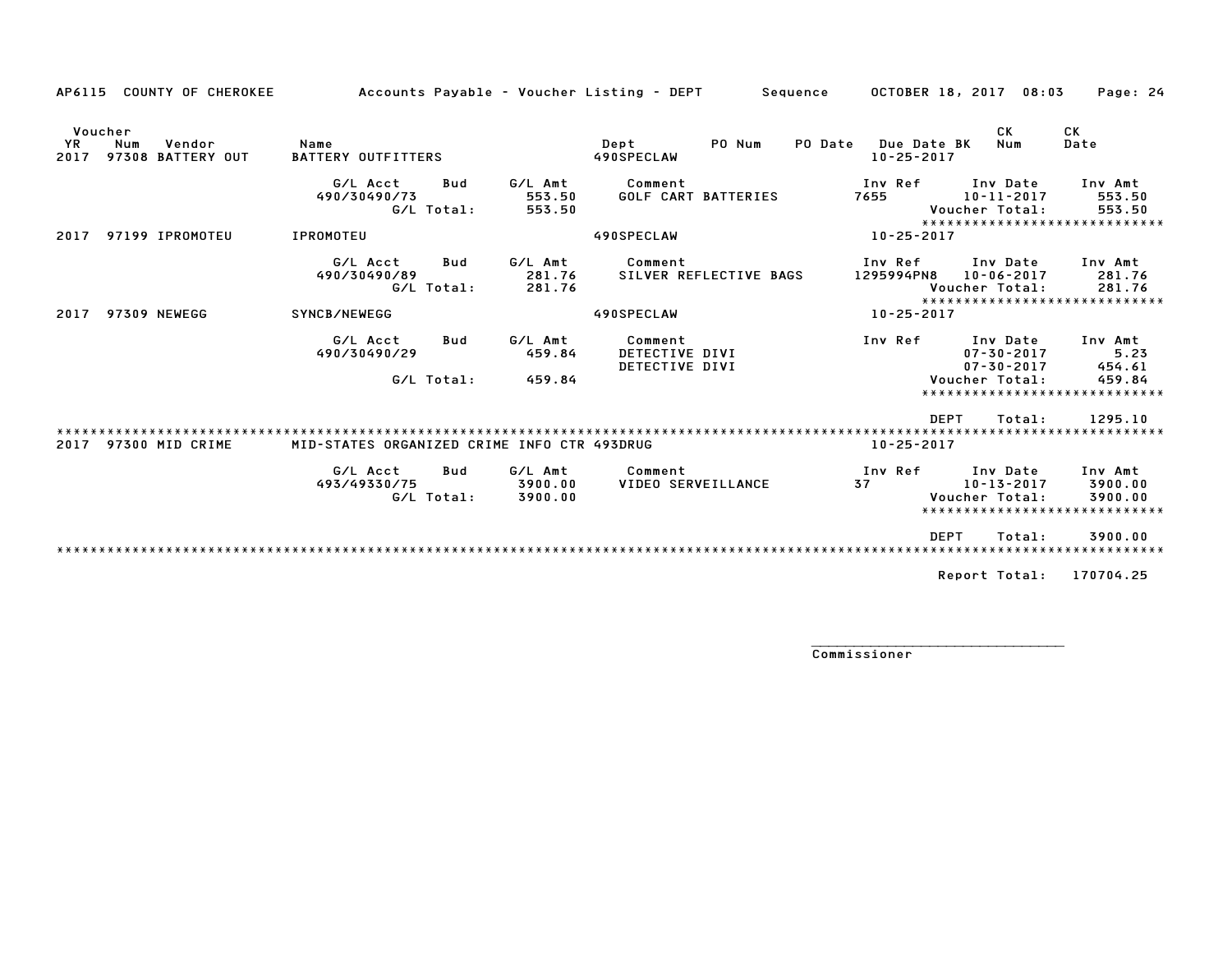AP6115 COUNTY OF CHEROKEE Accounts Payable - Voucher Listing - DEPT Sequence OCTOBER 18, 2017 08:03

| Voucher YR | Num | Vendor | Name | Dept | PO Num | PO Date | Due Date BK | CK Num | CK Date |
|---|---|---|---|---|---|---|---|---|---|
| 2017 | 97308 | BATTERY OUT | BATTERY OUTFITTERS | 490SPECLAW | | | 10-25-2017 | | |

| G/L Acct | Bud | G/L Amt | Comment | Inv Ref | Inv Date | Inv Amt |
|---|---|---|---|---|---|---|
| 490/30490/73 | | 553.50 | GOLF CART BATTERIES | 7655 | 10-11-2017 | 553.50 |
| | G/L Total: | 553.50 | | | Voucher Total: | 553.50 |

*****************************

| Voucher YR | Num | Vendor | Name | Dept | Due Date BK |
|---|---|---|---|---|---|
| 2017 | 97199 | IPROMOTEU | IPROMOTEU | 490SPECLAW | 10-25-2017 |

| G/L Acct | Bud | G/L Amt | Comment | Inv Ref | Inv Date | Inv Amt |
|---|---|---|---|---|---|---|
| 490/30490/89 | | 281.76 | SILVER REFLECTIVE BAGS | 1295994PN8 | 10-06-2017 | 281.76 |
| | G/L Total: | 281.76 | | | Voucher Total: | 281.76 |

*****************************

| Voucher YR | Num | Vendor | Name | Dept | Due Date BK |
|---|---|---|---|---|---|
| 2017 | 97309 | NEWEGG | SYNCB/NEWEGG | 490SPECLAW | 10-25-2017 |

| G/L Acct | Bud | G/L Amt | Comment | Inv Ref | Inv Date | Inv Amt |
|---|---|---|---|---|---|---|
| 490/30490/29 | | 459.84 | DETECTIVE DIVI | | 07-30-2017 | 5.23 |
| | | | DETECTIVE DIVI | | 07-30-2017 | 454.61 |
| | G/L Total: | 459.84 | | | Voucher Total: | 459.84 |

*****************************

DEPT Total: 1295.10

*****************************

| Voucher YR | Num | Vendor | Name | Dept | Due Date BK |
|---|---|---|---|---|---|
| 2017 | 97300 | MID CRIME | MID-STATES ORGANIZED CRIME INFO CTR | 493DRUG | 10-25-2017 |

| G/L Acct | Bud | G/L Amt | Comment | Inv Ref | Inv Date | Inv Amt |
|---|---|---|---|---|---|---|
| 493/49330/75 | | 3900.00 | VIDEO SERVEILLANCE | 37 | 10-13-2017 | 3900.00 |
| | G/L Total: | 3900.00 | | | Voucher Total: | 3900.00 |

*****************************

DEPT Total: 3900.00

*****************************

Report Total: 170704.25

_______________________________
Commissioner